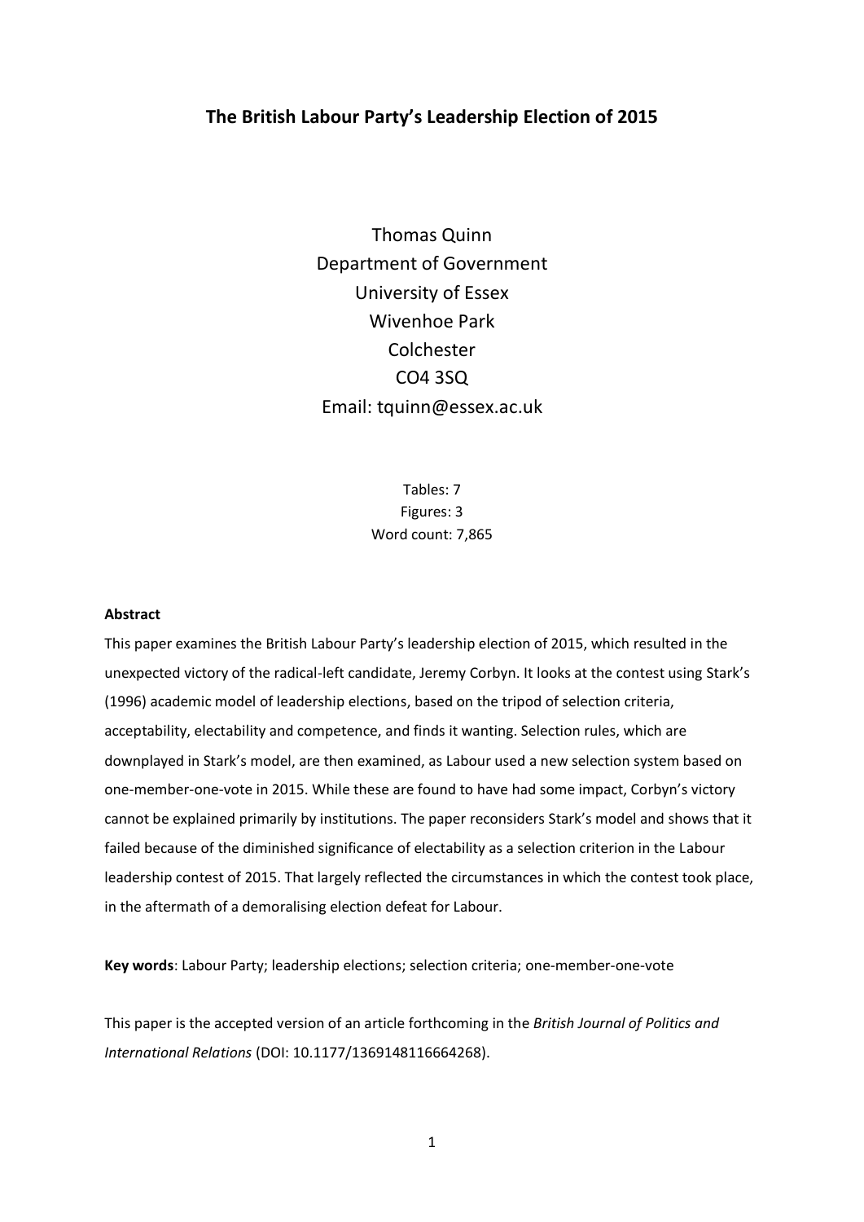# The British Labour Party's Leadership Election of 2015

Thomas Quinn
Department of Government
University of Essex
Wivenhoe Park
Colchester
CO4 3SQ
Email: tquinn@essex.ac.uk

Tables: 7
Figures: 3
Word count: 7,865

**Abstract**

This paper examines the British Labour Party's leadership election of 2015, which resulted in the unexpected victory of the radical-left candidate, Jeremy Corbyn. It looks at the contest using Stark's (1996) academic model of leadership elections, based on the tripod of selection criteria, acceptability, electability and competence, and finds it wanting. Selection rules, which are downplayed in Stark's model, are then examined, as Labour used a new selection system based on one-member-one-vote in 2015. While these are found to have had some impact, Corbyn's victory cannot be explained primarily by institutions. The paper reconsiders Stark's model and shows that it failed because of the diminished significance of electability as a selection criterion in the Labour leadership contest of 2015. That largely reflected the circumstances in which the contest took place, in the aftermath of a demoralising election defeat for Labour.

**Key words**: Labour Party; leadership elections; selection criteria; one-member-one-vote

This paper is the accepted version of an article forthcoming in the *British Journal of Politics and International Relations* (DOI: 10.1177/1369148116664268).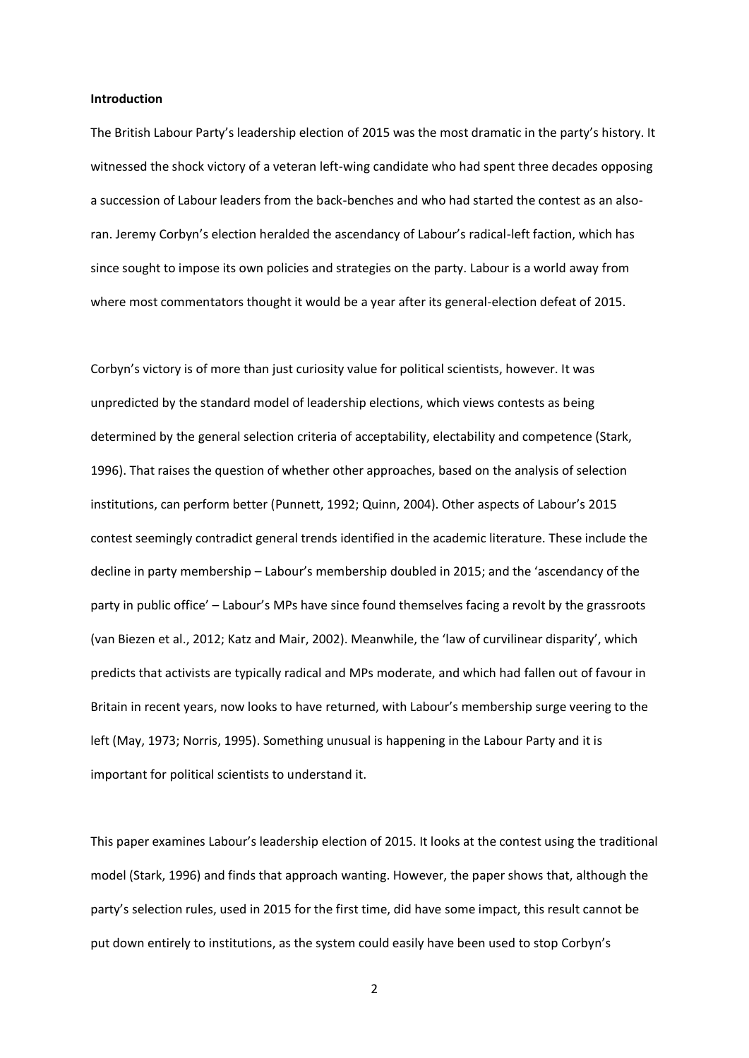**Introduction**

The British Labour Party's leadership election of 2015 was the most dramatic in the party's history. It witnessed the shock victory of a veteran left-wing candidate who had spent three decades opposing a succession of Labour leaders from the back-benches and who had started the contest as an also-ran. Jeremy Corbyn's election heralded the ascendancy of Labour's radical-left faction, which has since sought to impose its own policies and strategies on the party. Labour is a world away from where most commentators thought it would be a year after its general-election defeat of 2015.

Corbyn's victory is of more than just curiosity value for political scientists, however. It was unpredicted by the standard model of leadership elections, which views contests as being determined by the general selection criteria of acceptability, electability and competence (Stark, 1996). That raises the question of whether other approaches, based on the analysis of selection institutions, can perform better (Punnett, 1992; Quinn, 2004). Other aspects of Labour's 2015 contest seemingly contradict general trends identified in the academic literature. These include the decline in party membership – Labour's membership doubled in 2015; and the 'ascendancy of the party in public office' – Labour's MPs have since found themselves facing a revolt by the grassroots (van Biezen et al., 2012; Katz and Mair, 2002). Meanwhile, the 'law of curvilinear disparity', which predicts that activists are typically radical and MPs moderate, and which had fallen out of favour in Britain in recent years, now looks to have returned, with Labour's membership surge veering to the left (May, 1973; Norris, 1995). Something unusual is happening in the Labour Party and it is important for political scientists to understand it.

This paper examines Labour's leadership election of 2015. It looks at the contest using the traditional model (Stark, 1996) and finds that approach wanting. However, the paper shows that, although the party's selection rules, used in 2015 for the first time, did have some impact, this result cannot be put down entirely to institutions, as the system could easily have been used to stop Corbyn's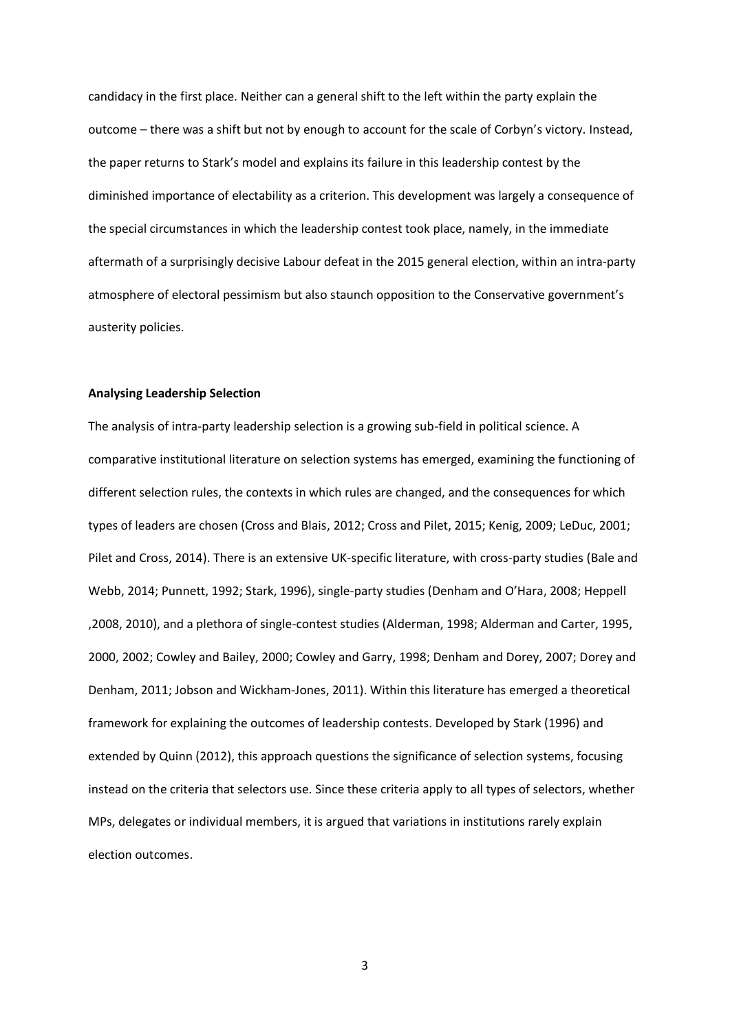candidacy in the first place. Neither can a general shift to the left within the party explain the outcome – there was a shift but not by enough to account for the scale of Corbyn's victory. Instead, the paper returns to Stark's model and explains its failure in this leadership contest by the diminished importance of electability as a criterion. This development was largely a consequence of the special circumstances in which the leadership contest took place, namely, in the immediate aftermath of a surprisingly decisive Labour defeat in the 2015 general election, within an intra-party atmosphere of electoral pessimism but also staunch opposition to the Conservative government's austerity policies.

**Analysing Leadership Selection**

The analysis of intra-party leadership selection is a growing sub-field in political science. A comparative institutional literature on selection systems has emerged, examining the functioning of different selection rules, the contexts in which rules are changed, and the consequences for which types of leaders are chosen (Cross and Blais, 2012; Cross and Pilet, 2015; Kenig, 2009; LeDuc, 2001; Pilet and Cross, 2014). There is an extensive UK-specific literature, with cross-party studies (Bale and Webb, 2014; Punnett, 1992; Stark, 1996), single-party studies (Denham and O'Hara, 2008; Heppell ,2008, 2010), and a plethora of single-contest studies (Alderman, 1998; Alderman and Carter, 1995, 2000, 2002; Cowley and Bailey, 2000; Cowley and Garry, 1998; Denham and Dorey, 2007; Dorey and Denham, 2011; Jobson and Wickham-Jones, 2011). Within this literature has emerged a theoretical framework for explaining the outcomes of leadership contests. Developed by Stark (1996) and extended by Quinn (2012), this approach questions the significance of selection systems, focusing instead on the criteria that selectors use. Since these criteria apply to all types of selectors, whether MPs, delegates or individual members, it is argued that variations in institutions rarely explain election outcomes.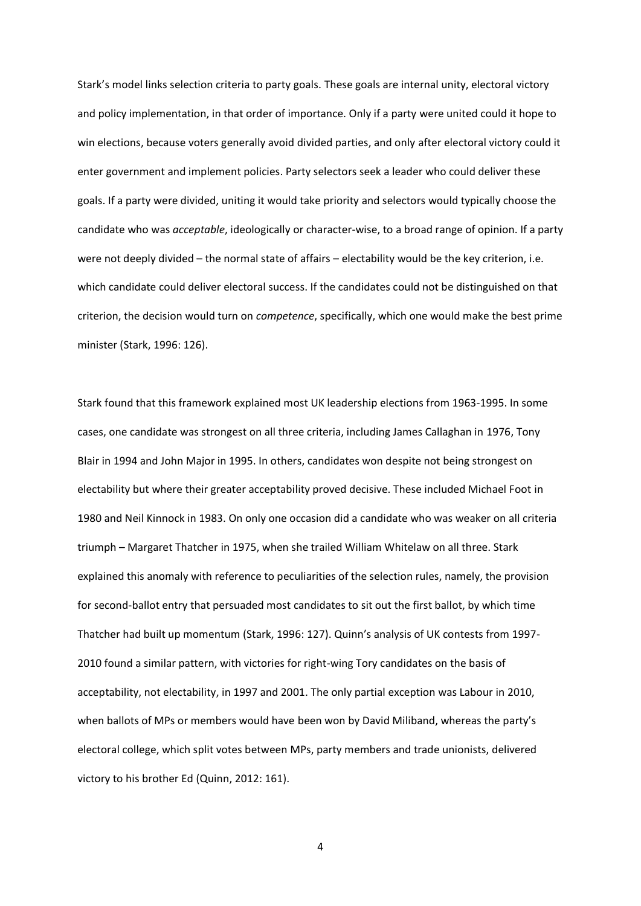Stark's model links selection criteria to party goals. These goals are internal unity, electoral victory and policy implementation, in that order of importance. Only if a party were united could it hope to win elections, because voters generally avoid divided parties, and only after electoral victory could it enter government and implement policies. Party selectors seek a leader who could deliver these goals. If a party were divided, uniting it would take priority and selectors would typically choose the candidate who was *acceptable*, ideologically or character-wise, to a broad range of opinion. If a party were not deeply divided – the normal state of affairs – electability would be the key criterion, i.e. which candidate could deliver electoral success. If the candidates could not be distinguished on that criterion, the decision would turn on *competence*, specifically, which one would make the best prime minister (Stark, 1996: 126).

Stark found that this framework explained most UK leadership elections from 1963-1995. In some cases, one candidate was strongest on all three criteria, including James Callaghan in 1976, Tony Blair in 1994 and John Major in 1995. In others, candidates won despite not being strongest on electability but where their greater acceptability proved decisive. These included Michael Foot in 1980 and Neil Kinnock in 1983. On only one occasion did a candidate who was weaker on all criteria triumph – Margaret Thatcher in 1975, when she trailed William Whitelaw on all three. Stark explained this anomaly with reference to peculiarities of the selection rules, namely, the provision for second-ballot entry that persuaded most candidates to sit out the first ballot, by which time Thatcher had built up momentum (Stark, 1996: 127). Quinn's analysis of UK contests from 1997-2010 found a similar pattern, with victories for right-wing Tory candidates on the basis of acceptability, not electability, in 1997 and 2001. The only partial exception was Labour in 2010, when ballots of MPs or members would have been won by David Miliband, whereas the party's electoral college, which split votes between MPs, party members and trade unionists, delivered victory to his brother Ed (Quinn, 2012: 161).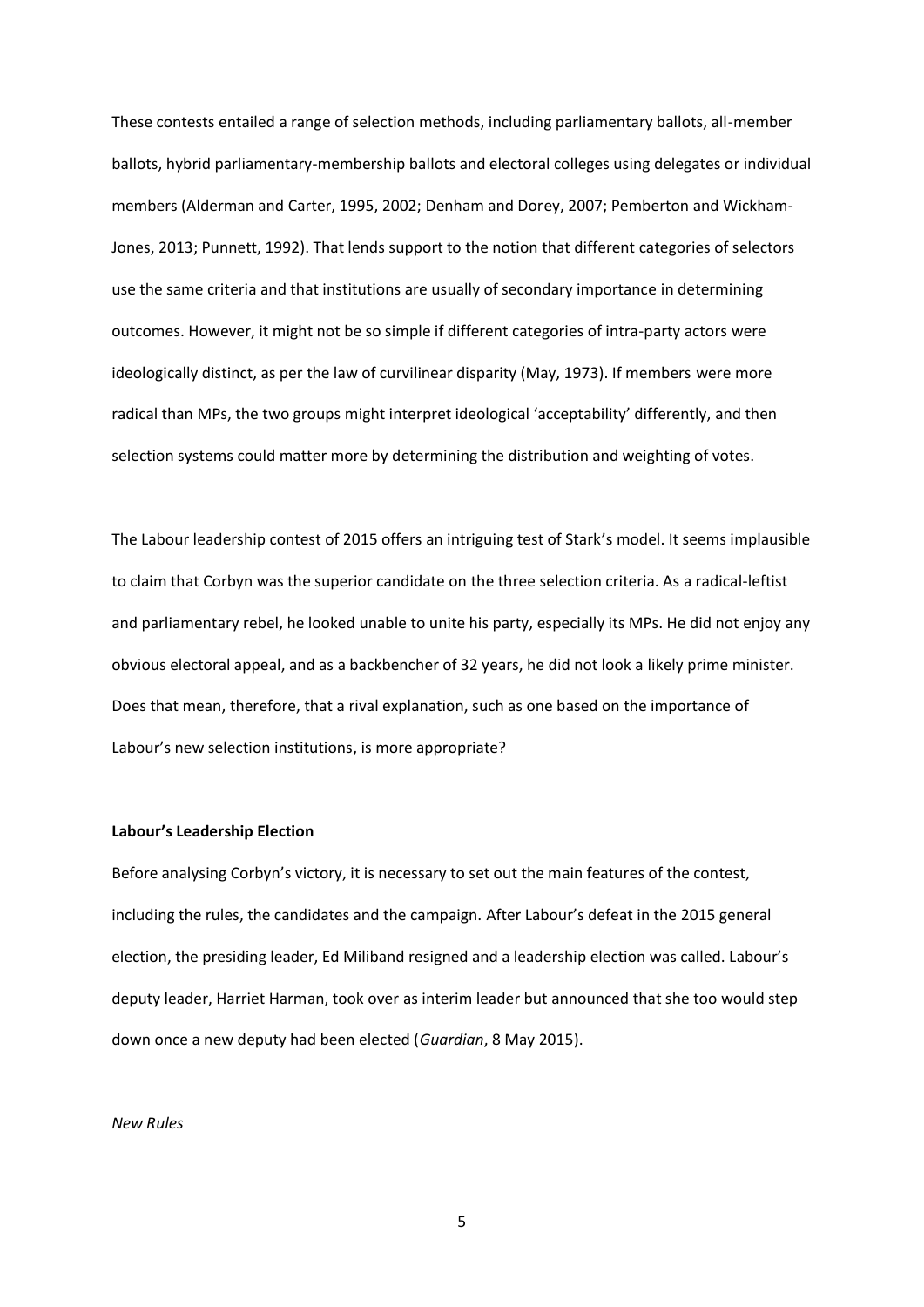These contests entailed a range of selection methods, including parliamentary ballots, all-member ballots, hybrid parliamentary-membership ballots and electoral colleges using delegates or individual members (Alderman and Carter, 1995, 2002; Denham and Dorey, 2007; Pemberton and Wickham-Jones, 2013; Punnett, 1992). That lends support to the notion that different categories of selectors use the same criteria and that institutions are usually of secondary importance in determining outcomes. However, it might not be so simple if different categories of intra-party actors were ideologically distinct, as per the law of curvilinear disparity (May, 1973). If members were more radical than MPs, the two groups might interpret ideological 'acceptability' differently, and then selection systems could matter more by determining the distribution and weighting of votes.

The Labour leadership contest of 2015 offers an intriguing test of Stark's model. It seems implausible to claim that Corbyn was the superior candidate on the three selection criteria. As a radical-leftist and parliamentary rebel, he looked unable to unite his party, especially its MPs. He did not enjoy any obvious electoral appeal, and as a backbencher of 32 years, he did not look a likely prime minister. Does that mean, therefore, that a rival explanation, such as one based on the importance of Labour's new selection institutions, is more appropriate?

**Labour's Leadership Election**

Before analysing Corbyn's victory, it is necessary to set out the main features of the contest, including the rules, the candidates and the campaign. After Labour's defeat in the 2015 general election, the presiding leader, Ed Miliband resigned and a leadership election was called. Labour's deputy leader, Harriet Harman, took over as interim leader but announced that she too would step down once a new deputy had been elected (*Guardian*, 8 May 2015).

*New Rules*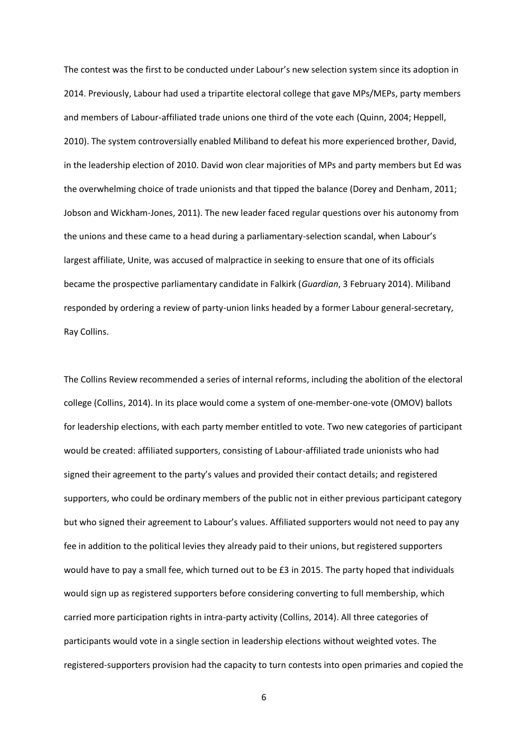The contest was the first to be conducted under Labour's new selection system since its adoption in 2014. Previously, Labour had used a tripartite electoral college that gave MPs/MEPs, party members and members of Labour-affiliated trade unions one third of the vote each (Quinn, 2004; Heppell, 2010). The system controversially enabled Miliband to defeat his more experienced brother, David, in the leadership election of 2010. David won clear majorities of MPs and party members but Ed was the overwhelming choice of trade unionists and that tipped the balance (Dorey and Denham, 2011; Jobson and Wickham-Jones, 2011). The new leader faced regular questions over his autonomy from the unions and these came to a head during a parliamentary-selection scandal, when Labour's largest affiliate, Unite, was accused of malpractice in seeking to ensure that one of its officials became the prospective parliamentary candidate in Falkirk (*Guardian*, 3 February 2014). Miliband responded by ordering a review of party-union links headed by a former Labour general-secretary, Ray Collins.

The Collins Review recommended a series of internal reforms, including the abolition of the electoral college (Collins, 2014). In its place would come a system of one-member-one-vote (OMOV) ballots for leadership elections, with each party member entitled to vote. Two new categories of participant would be created: affiliated supporters, consisting of Labour-affiliated trade unionists who had signed their agreement to the party's values and provided their contact details; and registered supporters, who could be ordinary members of the public not in either previous participant category but who signed their agreement to Labour's values. Affiliated supporters would not need to pay any fee in addition to the political levies they already paid to their unions, but registered supporters would have to pay a small fee, which turned out to be £3 in 2015. The party hoped that individuals would sign up as registered supporters before considering converting to full membership, which carried more participation rights in intra-party activity (Collins, 2014). All three categories of participants would vote in a single section in leadership elections without weighted votes. The registered-supporters provision had the capacity to turn contests into open primaries and copied the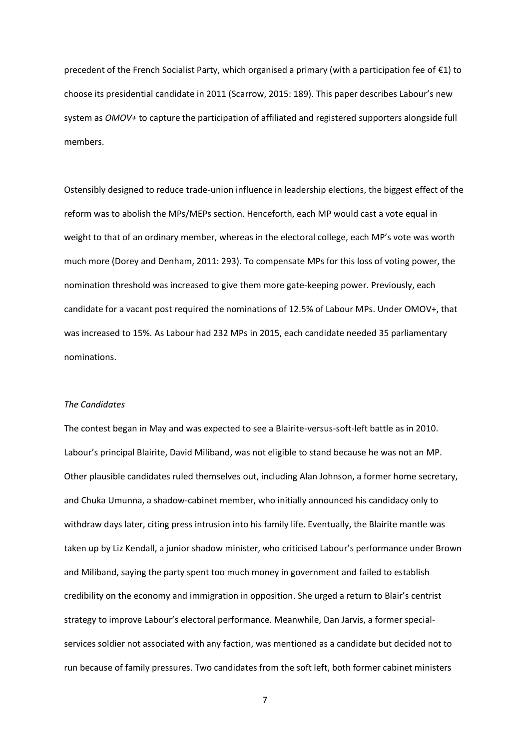precedent of the French Socialist Party, which organised a primary (with a participation fee of €1) to choose its presidential candidate in 2011 (Scarrow, 2015: 189). This paper describes Labour's new system as *OMOV+* to capture the participation of affiliated and registered supporters alongside full members.

Ostensibly designed to reduce trade-union influence in leadership elections, the biggest effect of the reform was to abolish the MPs/MEPs section. Henceforth, each MP would cast a vote equal in weight to that of an ordinary member, whereas in the electoral college, each MP's vote was worth much more (Dorey and Denham, 2011: 293). To compensate MPs for this loss of voting power, the nomination threshold was increased to give them more gate-keeping power. Previously, each candidate for a vacant post required the nominations of 12.5% of Labour MPs. Under OMOV+, that was increased to 15%. As Labour had 232 MPs in 2015, each candidate needed 35 parliamentary nominations.

*The Candidates*

The contest began in May and was expected to see a Blairite-versus-soft-left battle as in 2010. Labour's principal Blairite, David Miliband, was not eligible to stand because he was not an MP. Other plausible candidates ruled themselves out, including Alan Johnson, a former home secretary, and Chuka Umunna, a shadow-cabinet member, who initially announced his candidacy only to withdraw days later, citing press intrusion into his family life. Eventually, the Blairite mantle was taken up by Liz Kendall, a junior shadow minister, who criticised Labour's performance under Brown and Miliband, saying the party spent too much money in government and failed to establish credibility on the economy and immigration in opposition. She urged a return to Blair's centrist strategy to improve Labour's electoral performance. Meanwhile, Dan Jarvis, a former special-services soldier not associated with any faction, was mentioned as a candidate but decided not to run because of family pressures. Two candidates from the soft left, both former cabinet ministers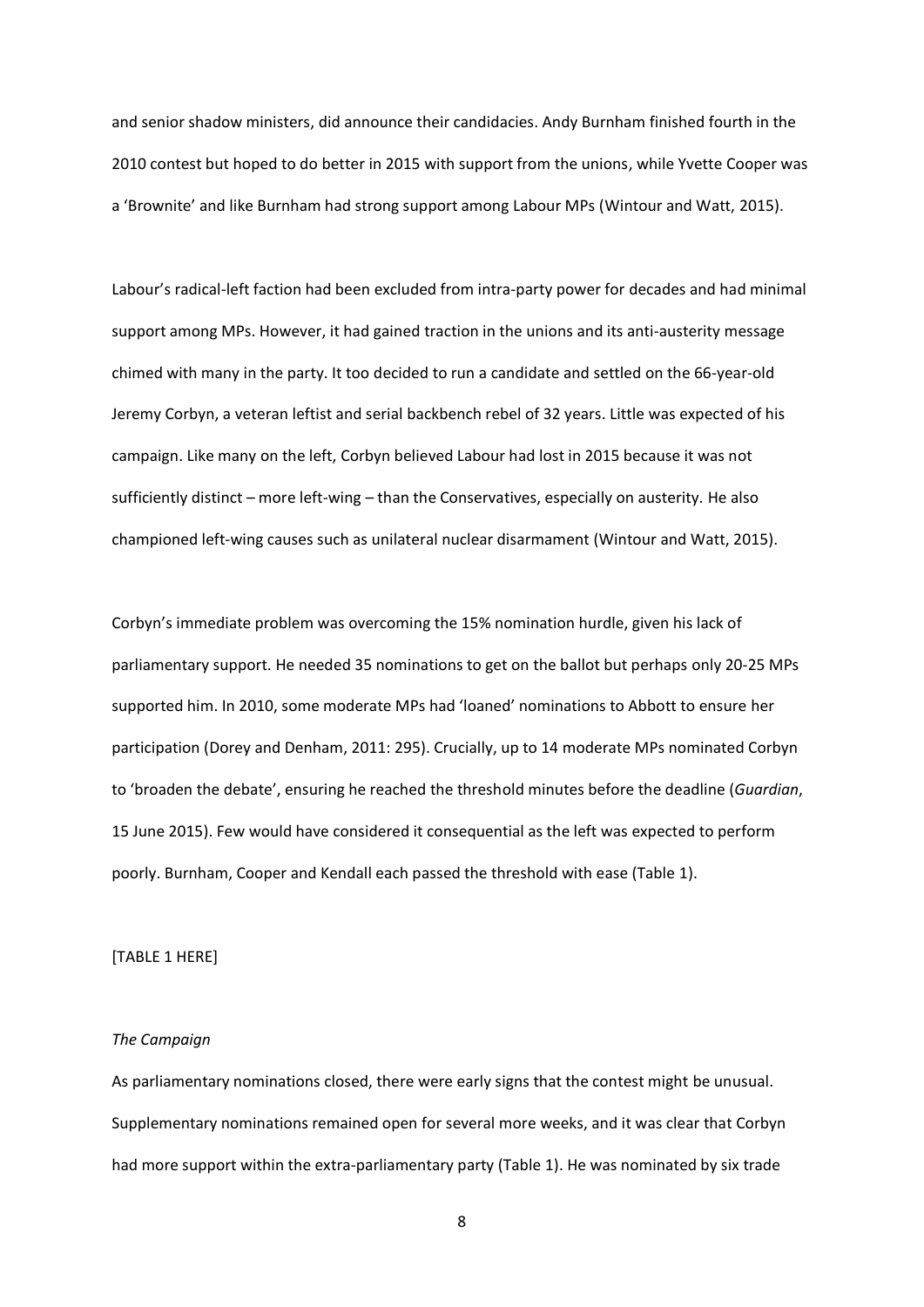and senior shadow ministers, did announce their candidacies. Andy Burnham finished fourth in the 2010 contest but hoped to do better in 2015 with support from the unions, while Yvette Cooper was a 'Brownite' and like Burnham had strong support among Labour MPs (Wintour and Watt, 2015).

Labour's radical-left faction had been excluded from intra-party power for decades and had minimal support among MPs. However, it had gained traction in the unions and its anti-austerity message chimed with many in the party. It too decided to run a candidate and settled on the 66-year-old Jeremy Corbyn, a veteran leftist and serial backbench rebel of 32 years. Little was expected of his campaign. Like many on the left, Corbyn believed Labour had lost in 2015 because it was not sufficiently distinct – more left-wing – than the Conservatives, especially on austerity. He also championed left-wing causes such as unilateral nuclear disarmament (Wintour and Watt, 2015).

Corbyn's immediate problem was overcoming the 15% nomination hurdle, given his lack of parliamentary support. He needed 35 nominations to get on the ballot but perhaps only 20-25 MPs supported him. In 2010, some moderate MPs had 'loaned' nominations to Abbott to ensure her participation (Dorey and Denham, 2011: 295). Crucially, up to 14 moderate MPs nominated Corbyn to 'broaden the debate', ensuring he reached the threshold minutes before the deadline (*Guardian*, 15 June 2015). Few would have considered it consequential as the left was expected to perform poorly. Burnham, Cooper and Kendall each passed the threshold with ease (Table 1).

[TABLE 1 HERE]

*The Campaign*

As parliamentary nominations closed, there were early signs that the contest might be unusual. Supplementary nominations remained open for several more weeks, and it was clear that Corbyn had more support within the extra-parliamentary party (Table 1). He was nominated by six trade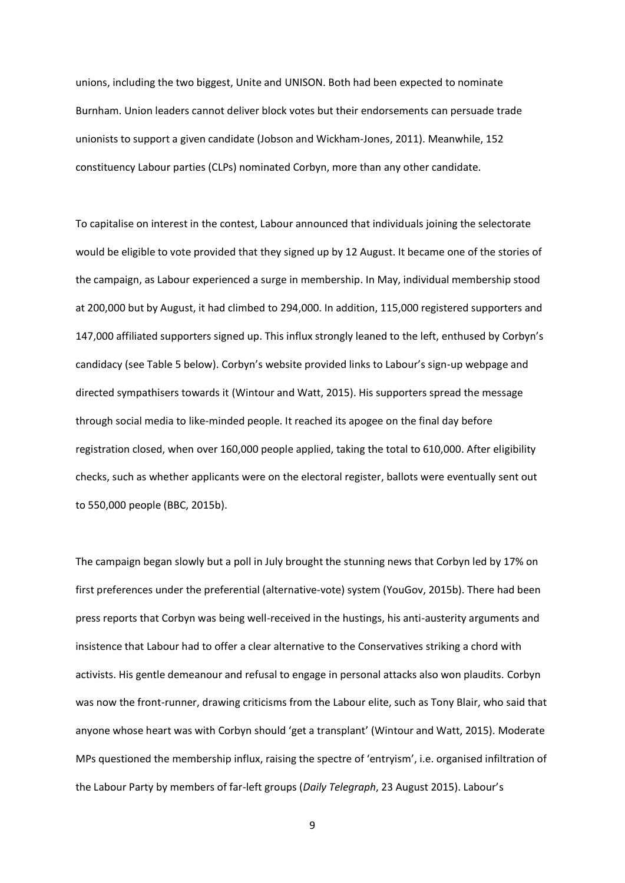unions, including the two biggest, Unite and UNISON. Both had been expected to nominate Burnham. Union leaders cannot deliver block votes but their endorsements can persuade trade unionists to support a given candidate (Jobson and Wickham-Jones, 2011). Meanwhile, 152 constituency Labour parties (CLPs) nominated Corbyn, more than any other candidate.

To capitalise on interest in the contest, Labour announced that individuals joining the selectorate would be eligible to vote provided that they signed up by 12 August. It became one of the stories of the campaign, as Labour experienced a surge in membership. In May, individual membership stood at 200,000 but by August, it had climbed to 294,000. In addition, 115,000 registered supporters and 147,000 affiliated supporters signed up. This influx strongly leaned to the left, enthused by Corbyn's candidacy (see Table 5 below). Corbyn's website provided links to Labour's sign-up webpage and directed sympathisers towards it (Wintour and Watt, 2015). His supporters spread the message through social media to like-minded people. It reached its apogee on the final day before registration closed, when over 160,000 people applied, taking the total to 610,000. After eligibility checks, such as whether applicants were on the electoral register, ballots were eventually sent out to 550,000 people (BBC, 2015b).

The campaign began slowly but a poll in July brought the stunning news that Corbyn led by 17% on first preferences under the preferential (alternative-vote) system (YouGov, 2015b). There had been press reports that Corbyn was being well-received in the hustings, his anti-austerity arguments and insistence that Labour had to offer a clear alternative to the Conservatives striking a chord with activists. His gentle demeanour and refusal to engage in personal attacks also won plaudits. Corbyn was now the front-runner, drawing criticisms from the Labour elite, such as Tony Blair, who said that anyone whose heart was with Corbyn should 'get a transplant' (Wintour and Watt, 2015). Moderate MPs questioned the membership influx, raising the spectre of 'entryism', i.e. organised infiltration of the Labour Party by members of far-left groups (*Daily Telegraph*, 23 August 2015). Labour's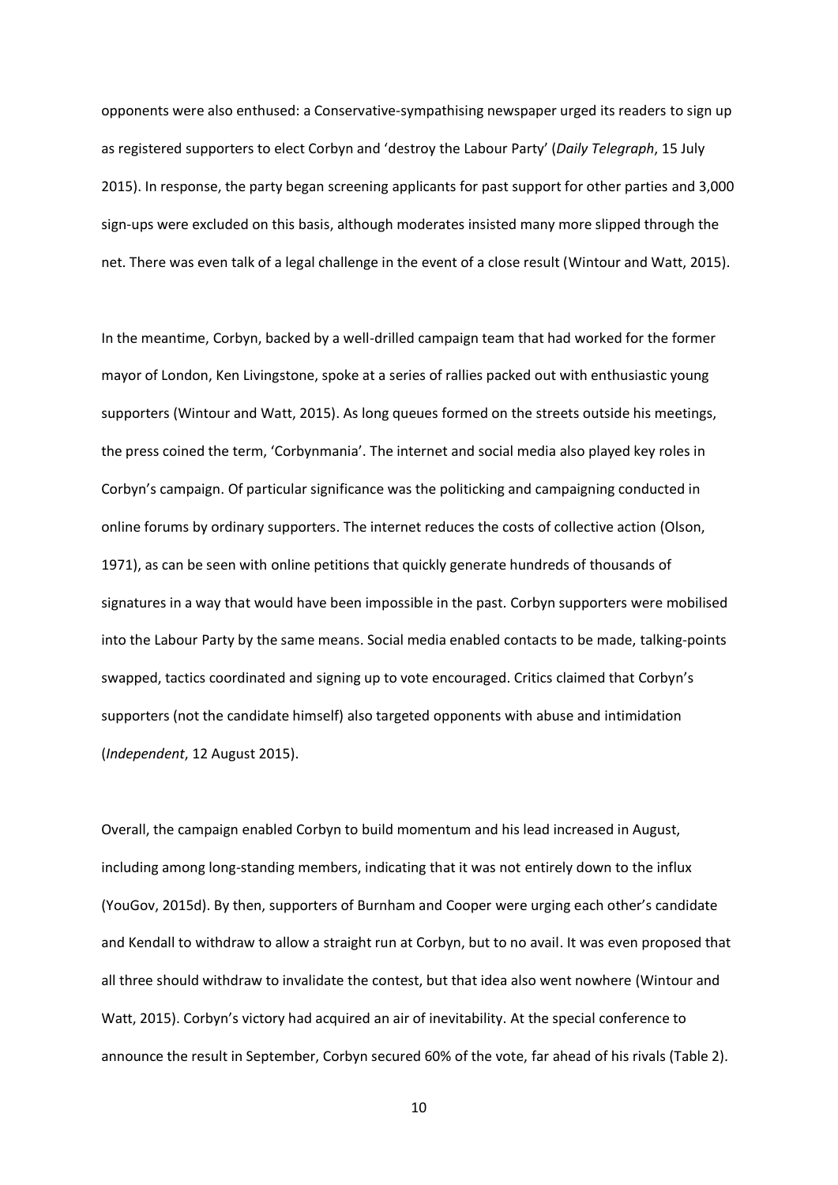opponents were also enthused: a Conservative-sympathising newspaper urged its readers to sign up as registered supporters to elect Corbyn and 'destroy the Labour Party' (*Daily Telegraph*, 15 July 2015). In response, the party began screening applicants for past support for other parties and 3,000 sign-ups were excluded on this basis, although moderates insisted many more slipped through the net. There was even talk of a legal challenge in the event of a close result (Wintour and Watt, 2015).

In the meantime, Corbyn, backed by a well-drilled campaign team that had worked for the former mayor of London, Ken Livingstone, spoke at a series of rallies packed out with enthusiastic young supporters (Wintour and Watt, 2015). As long queues formed on the streets outside his meetings, the press coined the term, 'Corbynmania'. The internet and social media also played key roles in Corbyn's campaign. Of particular significance was the politicking and campaigning conducted in online forums by ordinary supporters. The internet reduces the costs of collective action (Olson, 1971), as can be seen with online petitions that quickly generate hundreds of thousands of signatures in a way that would have been impossible in the past. Corbyn supporters were mobilised into the Labour Party by the same means. Social media enabled contacts to be made, talking-points swapped, tactics coordinated and signing up to vote encouraged. Critics claimed that Corbyn's supporters (not the candidate himself) also targeted opponents with abuse and intimidation (*Independent*, 12 August 2015).

Overall, the campaign enabled Corbyn to build momentum and his lead increased in August, including among long-standing members, indicating that it was not entirely down to the influx (YouGov, 2015d). By then, supporters of Burnham and Cooper were urging each other's candidate and Kendall to withdraw to allow a straight run at Corbyn, but to no avail. It was even proposed that all three should withdraw to invalidate the contest, but that idea also went nowhere (Wintour and Watt, 2015). Corbyn's victory had acquired an air of inevitability. At the special conference to announce the result in September, Corbyn secured 60% of the vote, far ahead of his rivals (Table 2).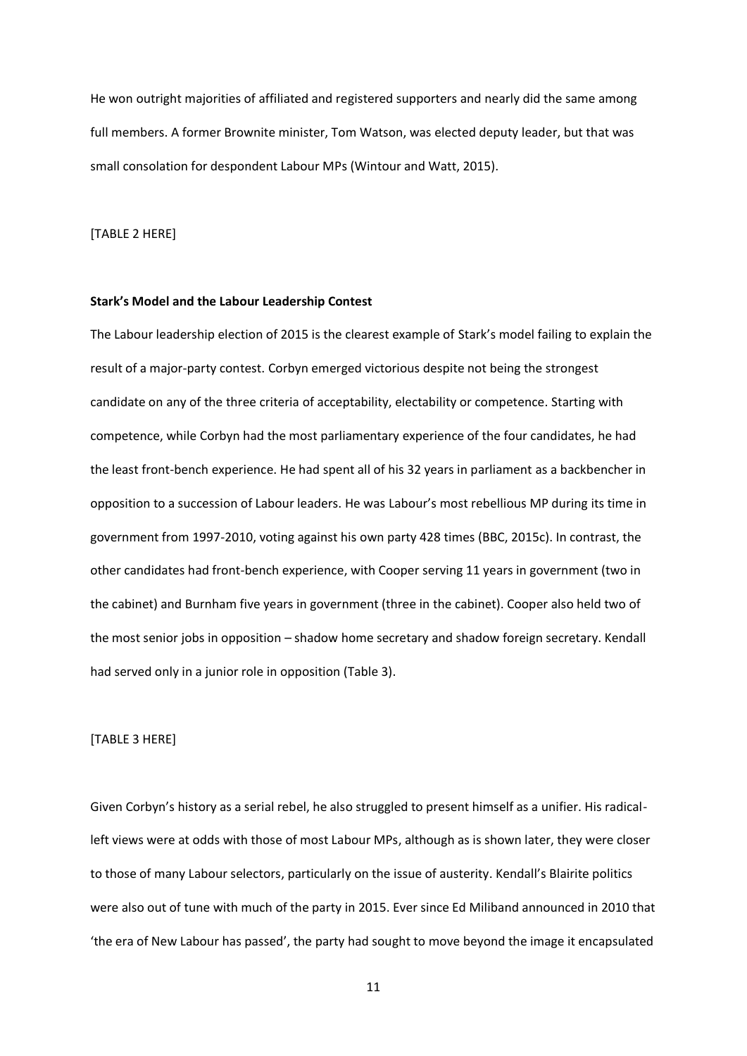He won outright majorities of affiliated and registered supporters and nearly did the same among full members. A former Brownite minister, Tom Watson, was elected deputy leader, but that was small consolation for despondent Labour MPs (Wintour and Watt, 2015).

[TABLE 2 HERE]

**Stark's Model and the Labour Leadership Contest**

The Labour leadership election of 2015 is the clearest example of Stark's model failing to explain the result of a major-party contest. Corbyn emerged victorious despite not being the strongest candidate on any of the three criteria of acceptability, electability or competence. Starting with competence, while Corbyn had the most parliamentary experience of the four candidates, he had the least front-bench experience. He had spent all of his 32 years in parliament as a backbencher in opposition to a succession of Labour leaders. He was Labour's most rebellious MP during its time in government from 1997-2010, voting against his own party 428 times (BBC, 2015c). In contrast, the other candidates had front-bench experience, with Cooper serving 11 years in government (two in the cabinet) and Burnham five years in government (three in the cabinet). Cooper also held two of the most senior jobs in opposition – shadow home secretary and shadow foreign secretary. Kendall had served only in a junior role in opposition (Table 3).

[TABLE 3 HERE]

Given Corbyn's history as a serial rebel, he also struggled to present himself as a unifier. His radical-left views were at odds with those of most Labour MPs, although as is shown later, they were closer to those of many Labour selectors, particularly on the issue of austerity. Kendall's Blairite politics were also out of tune with much of the party in 2015. Ever since Ed Miliband announced in 2010 that 'the era of New Labour has passed', the party had sought to move beyond the image it encapsulated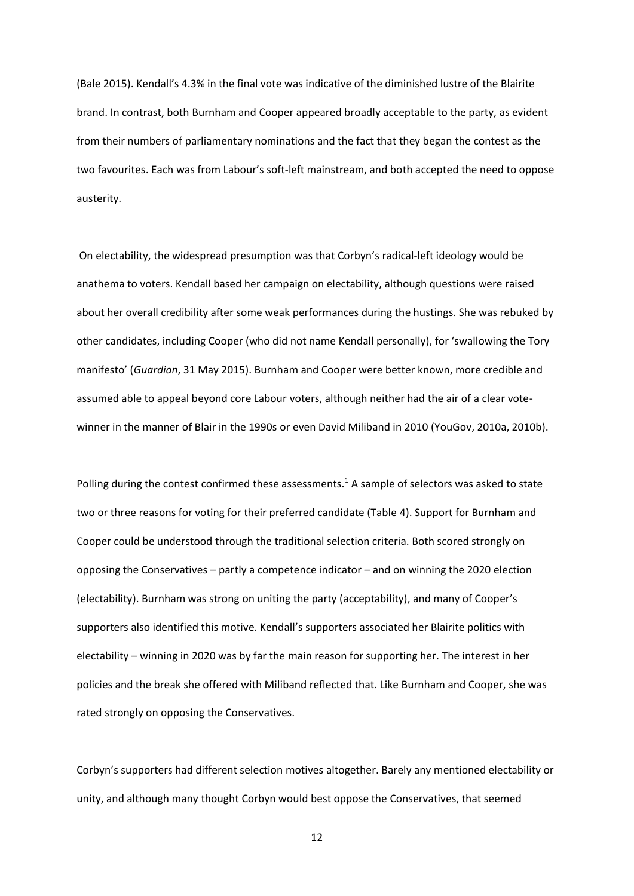(Bale 2015). Kendall's 4.3% in the final vote was indicative of the diminished lustre of the Blairite brand. In contrast, both Burnham and Cooper appeared broadly acceptable to the party, as evident from their numbers of parliamentary nominations and the fact that they began the contest as the two favourites. Each was from Labour's soft-left mainstream, and both accepted the need to oppose austerity.

On electability, the widespread presumption was that Corbyn's radical-left ideology would be anathema to voters. Kendall based her campaign on electability, although questions were raised about her overall credibility after some weak performances during the hustings. She was rebuked by other candidates, including Cooper (who did not name Kendall personally), for 'swallowing the Tory manifesto' (*Guardian*, 31 May 2015). Burnham and Cooper were better known, more credible and assumed able to appeal beyond core Labour voters, although neither had the air of a clear vote-winner in the manner of Blair in the 1990s or even David Miliband in 2010 (YouGov, 2010a, 2010b).

Polling during the contest confirmed these assessments.[1] A sample of selectors was asked to state two or three reasons for voting for their preferred candidate (Table 4). Support for Burnham and Cooper could be understood through the traditional selection criteria. Both scored strongly on opposing the Conservatives – partly a competence indicator – and on winning the 2020 election (electability). Burnham was strong on uniting the party (acceptability), and many of Cooper's supporters also identified this motive. Kendall's supporters associated her Blairite politics with electability – winning in 2020 was by far the main reason for supporting her. The interest in her policies and the break she offered with Miliband reflected that. Like Burnham and Cooper, she was rated strongly on opposing the Conservatives.

Corbyn's supporters had different selection motives altogether. Barely any mentioned electability or unity, and although many thought Corbyn would best oppose the Conservatives, that seemed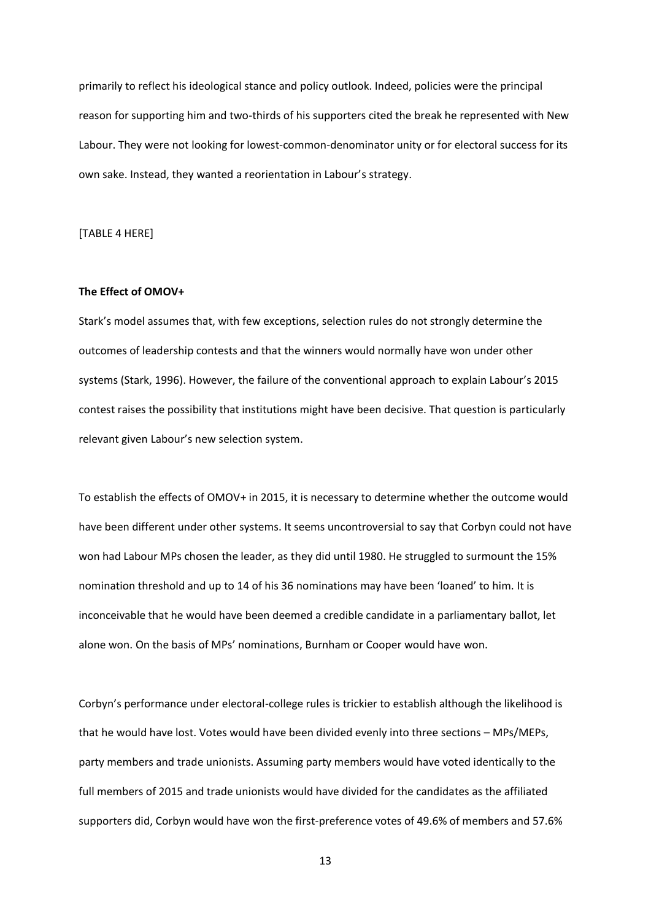primarily to reflect his ideological stance and policy outlook. Indeed, policies were the principal reason for supporting him and two-thirds of his supporters cited the break he represented with New Labour. They were not looking for lowest-common-denominator unity or for electoral success for its own sake. Instead, they wanted a reorientation in Labour's strategy.

[TABLE 4 HERE]

**The Effect of OMOV+**

Stark's model assumes that, with few exceptions, selection rules do not strongly determine the outcomes of leadership contests and that the winners would normally have won under other systems (Stark, 1996). However, the failure of the conventional approach to explain Labour's 2015 contest raises the possibility that institutions might have been decisive. That question is particularly relevant given Labour's new selection system.

To establish the effects of OMOV+ in 2015, it is necessary to determine whether the outcome would have been different under other systems. It seems uncontroversial to say that Corbyn could not have won had Labour MPs chosen the leader, as they did until 1980. He struggled to surmount the 15% nomination threshold and up to 14 of his 36 nominations may have been 'loaned' to him. It is inconceivable that he would have been deemed a credible candidate in a parliamentary ballot, let alone won. On the basis of MPs' nominations, Burnham or Cooper would have won.

Corbyn's performance under electoral-college rules is trickier to establish although the likelihood is that he would have lost. Votes would have been divided evenly into three sections – MPs/MEPs, party members and trade unionists. Assuming party members would have voted identically to the full members of 2015 and trade unionists would have divided for the candidates as the affiliated supporters did, Corbyn would have won the first-preference votes of 49.6% of members and 57.6%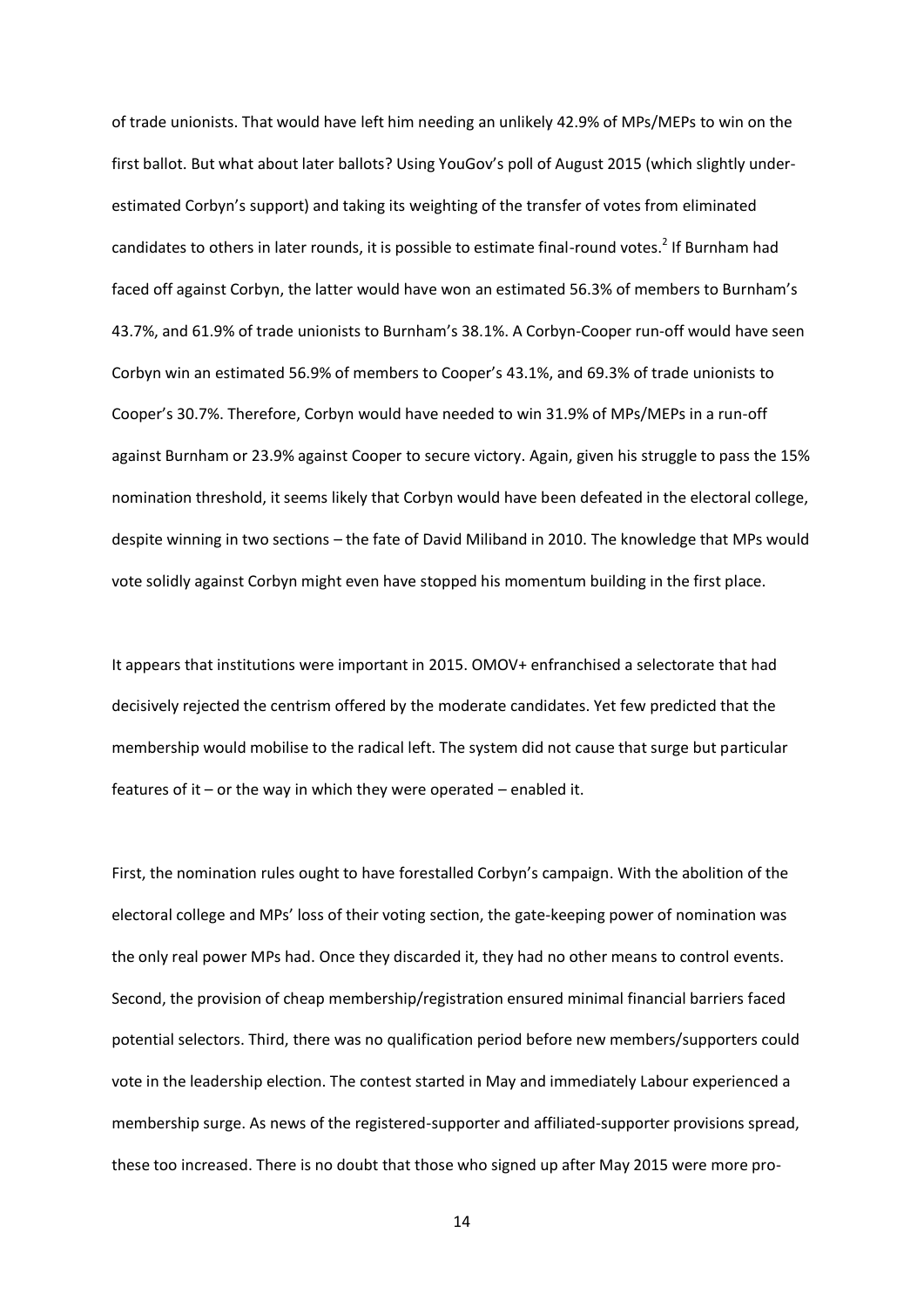of trade unionists. That would have left him needing an unlikely 42.9% of MPs/MEPs to win on the first ballot. But what about later ballots? Using YouGov's poll of August 2015 (which slightly under-estimated Corbyn's support) and taking its weighting of the transfer of votes from eliminated candidates to others in later rounds, it is possible to estimate final-round votes.[2] If Burnham had faced off against Corbyn, the latter would have won an estimated 56.3% of members to Burnham's 43.7%, and 61.9% of trade unionists to Burnham's 38.1%. A Corbyn-Cooper run-off would have seen Corbyn win an estimated 56.9% of members to Cooper's 43.1%, and 69.3% of trade unionists to Cooper's 30.7%. Therefore, Corbyn would have needed to win 31.9% of MPs/MEPs in a run-off against Burnham or 23.9% against Cooper to secure victory. Again, given his struggle to pass the 15% nomination threshold, it seems likely that Corbyn would have been defeated in the electoral college, despite winning in two sections – the fate of David Miliband in 2010. The knowledge that MPs would vote solidly against Corbyn might even have stopped his momentum building in the first place.

It appears that institutions were important in 2015. OMOV+ enfranchised a selectorate that had decisively rejected the centrism offered by the moderate candidates. Yet few predicted that the membership would mobilise to the radical left. The system did not cause that surge but particular features of it – or the way in which they were operated – enabled it.

First, the nomination rules ought to have forestalled Corbyn's campaign. With the abolition of the electoral college and MPs' loss of their voting section, the gate-keeping power of nomination was the only real power MPs had. Once they discarded it, they had no other means to control events. Second, the provision of cheap membership/registration ensured minimal financial barriers faced potential selectors. Third, there was no qualification period before new members/supporters could vote in the leadership election. The contest started in May and immediately Labour experienced a membership surge. As news of the registered-supporter and affiliated-supporter provisions spread, these too increased. There is no doubt that those who signed up after May 2015 were more pro-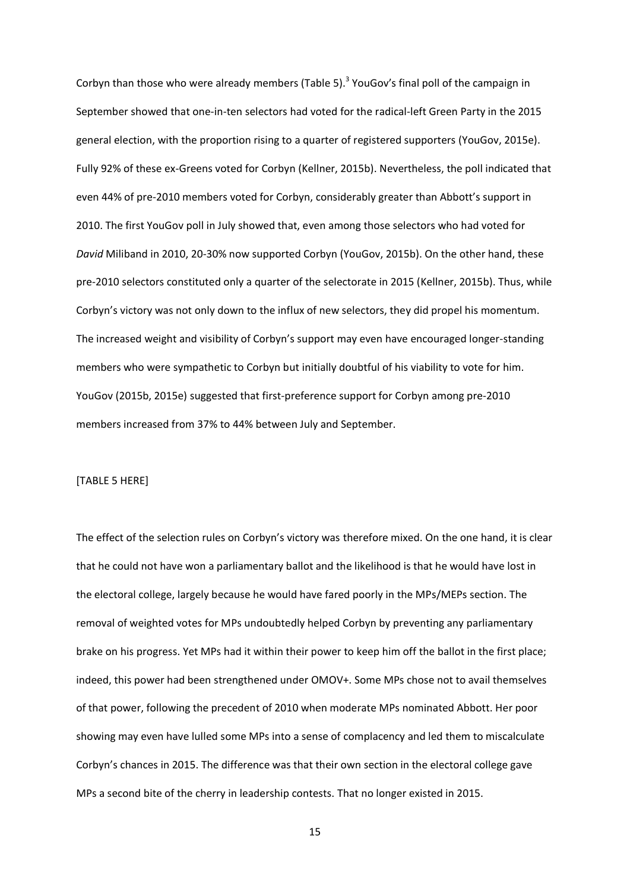Corbyn than those who were already members (Table 5).[3] YouGov's final poll of the campaign in September showed that one-in-ten selectors had voted for the radical-left Green Party in the 2015 general election, with the proportion rising to a quarter of registered supporters (YouGov, 2015e). Fully 92% of these ex-Greens voted for Corbyn (Kellner, 2015b). Nevertheless, the poll indicated that even 44% of pre-2010 members voted for Corbyn, considerably greater than Abbott's support in 2010. The first YouGov poll in July showed that, even among those selectors who had voted for *David* Miliband in 2010, 20-30% now supported Corbyn (YouGov, 2015b). On the other hand, these pre-2010 selectors constituted only a quarter of the selectorate in 2015 (Kellner, 2015b). Thus, while Corbyn's victory was not only down to the influx of new selectors, they did propel his momentum. The increased weight and visibility of Corbyn's support may even have encouraged longer-standing members who were sympathetic to Corbyn but initially doubtful of his viability to vote for him. YouGov (2015b, 2015e) suggested that first-preference support for Corbyn among pre-2010 members increased from 37% to 44% between July and September.

[TABLE 5 HERE]

The effect of the selection rules on Corbyn's victory was therefore mixed. On the one hand, it is clear that he could not have won a parliamentary ballot and the likelihood is that he would have lost in the electoral college, largely because he would have fared poorly in the MPs/MEPs section. The removal of weighted votes for MPs undoubtedly helped Corbyn by preventing any parliamentary brake on his progress. Yet MPs had it within their power to keep him off the ballot in the first place; indeed, this power had been strengthened under OMOV+. Some MPs chose not to avail themselves of that power, following the precedent of 2010 when moderate MPs nominated Abbott. Her poor showing may even have lulled some MPs into a sense of complacency and led them to miscalculate Corbyn's chances in 2015. The difference was that their own section in the electoral college gave MPs a second bite of the cherry in leadership contests. That no longer existed in 2015.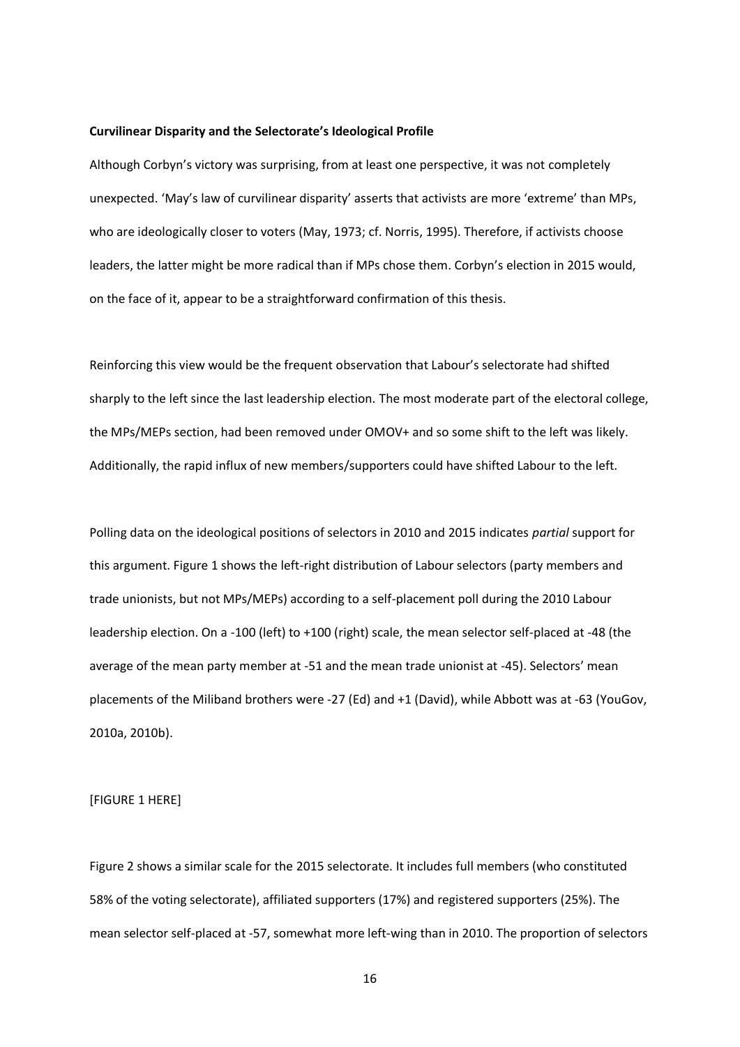**Curvilinear Disparity and the Selectorate's Ideological Profile**

Although Corbyn's victory was surprising, from at least one perspective, it was not completely unexpected. 'May's law of curvilinear disparity' asserts that activists are more 'extreme' than MPs, who are ideologically closer to voters (May, 1973; cf. Norris, 1995). Therefore, if activists choose leaders, the latter might be more radical than if MPs chose them. Corbyn's election in 2015 would, on the face of it, appear to be a straightforward confirmation of this thesis.

Reinforcing this view would be the frequent observation that Labour's selectorate had shifted sharply to the left since the last leadership election. The most moderate part of the electoral college, the MPs/MEPs section, had been removed under OMOV+ and so some shift to the left was likely. Additionally, the rapid influx of new members/supporters could have shifted Labour to the left.

Polling data on the ideological positions of selectors in 2010 and 2015 indicates *partial* support for this argument. Figure 1 shows the left-right distribution of Labour selectors (party members and trade unionists, but not MPs/MEPs) according to a self-placement poll during the 2010 Labour leadership election. On a -100 (left) to +100 (right) scale, the mean selector self-placed at -48 (the average of the mean party member at -51 and the mean trade unionist at -45). Selectors' mean placements of the Miliband brothers were -27 (Ed) and +1 (David), while Abbott was at -63 (YouGov, 2010a, 2010b).

[FIGURE 1 HERE]

Figure 2 shows a similar scale for the 2015 selectorate. It includes full members (who constituted 58% of the voting selectorate), affiliated supporters (17%) and registered supporters (25%). The mean selector self-placed at -57, somewhat more left-wing than in 2010. The proportion of selectors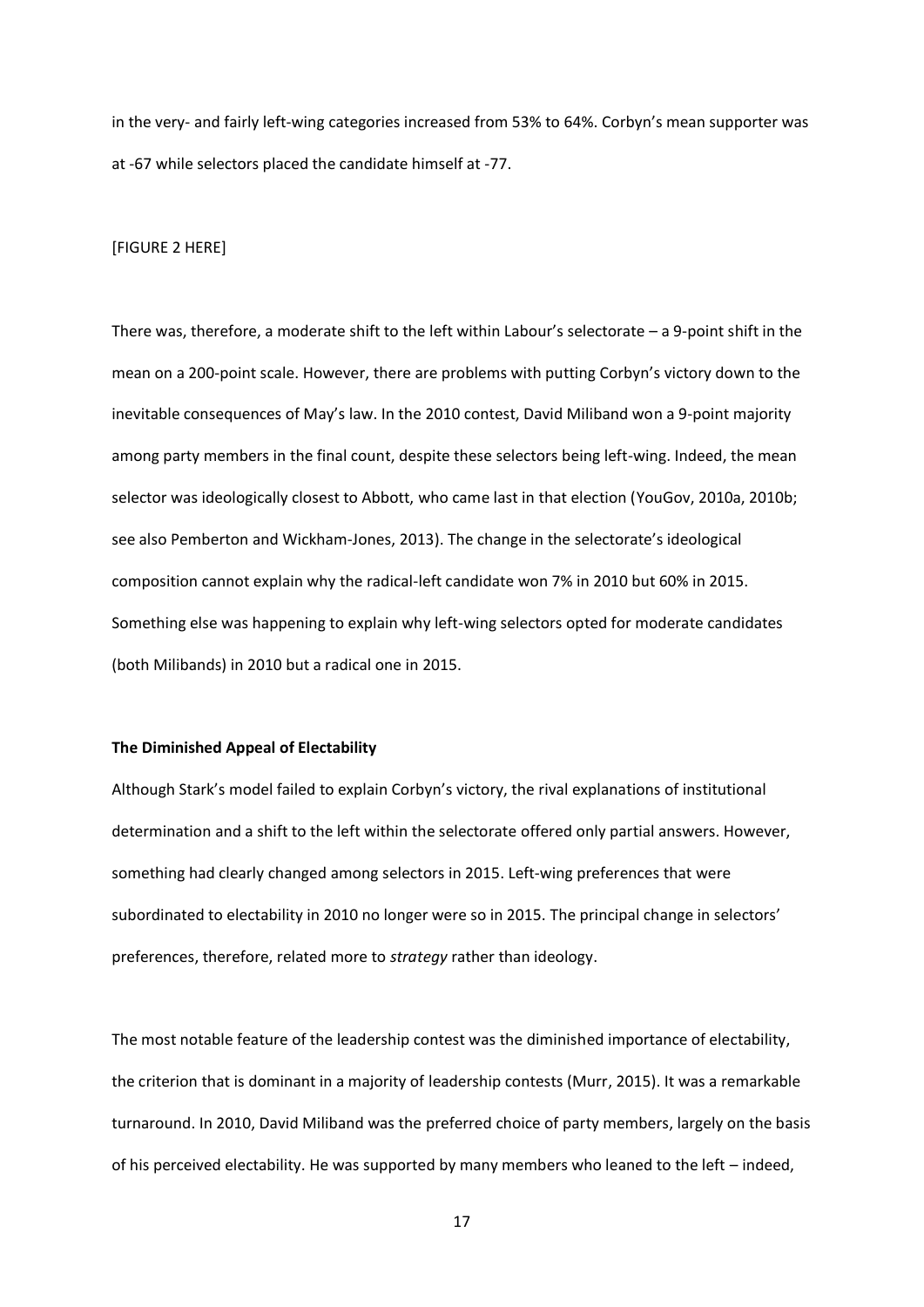in the very- and fairly left-wing categories increased from 53% to 64%. Corbyn's mean supporter was at -67 while selectors placed the candidate himself at -77.

[FIGURE 2 HERE]

There was, therefore, a moderate shift to the left within Labour's selectorate – a 9-point shift in the mean on a 200-point scale. However, there are problems with putting Corbyn's victory down to the inevitable consequences of May's law. In the 2010 contest, David Miliband won a 9-point majority among party members in the final count, despite these selectors being left-wing. Indeed, the mean selector was ideologically closest to Abbott, who came last in that election (YouGov, 2010a, 2010b; see also Pemberton and Wickham-Jones, 2013). The change in the selectorate's ideological composition cannot explain why the radical-left candidate won 7% in 2010 but 60% in 2015. Something else was happening to explain why left-wing selectors opted for moderate candidates (both Milibands) in 2010 but a radical one in 2015.

**The Diminished Appeal of Electability**

Although Stark's model failed to explain Corbyn's victory, the rival explanations of institutional determination and a shift to the left within the selectorate offered only partial answers. However, something had clearly changed among selectors in 2015. Left-wing preferences that were subordinated to electability in 2010 no longer were so in 2015. The principal change in selectors' preferences, therefore, related more to *strategy* rather than ideology.

The most notable feature of the leadership contest was the diminished importance of electability, the criterion that is dominant in a majority of leadership contests (Murr, 2015). It was a remarkable turnaround. In 2010, David Miliband was the preferred choice of party members, largely on the basis of his perceived electability. He was supported by many members who leaned to the left – indeed,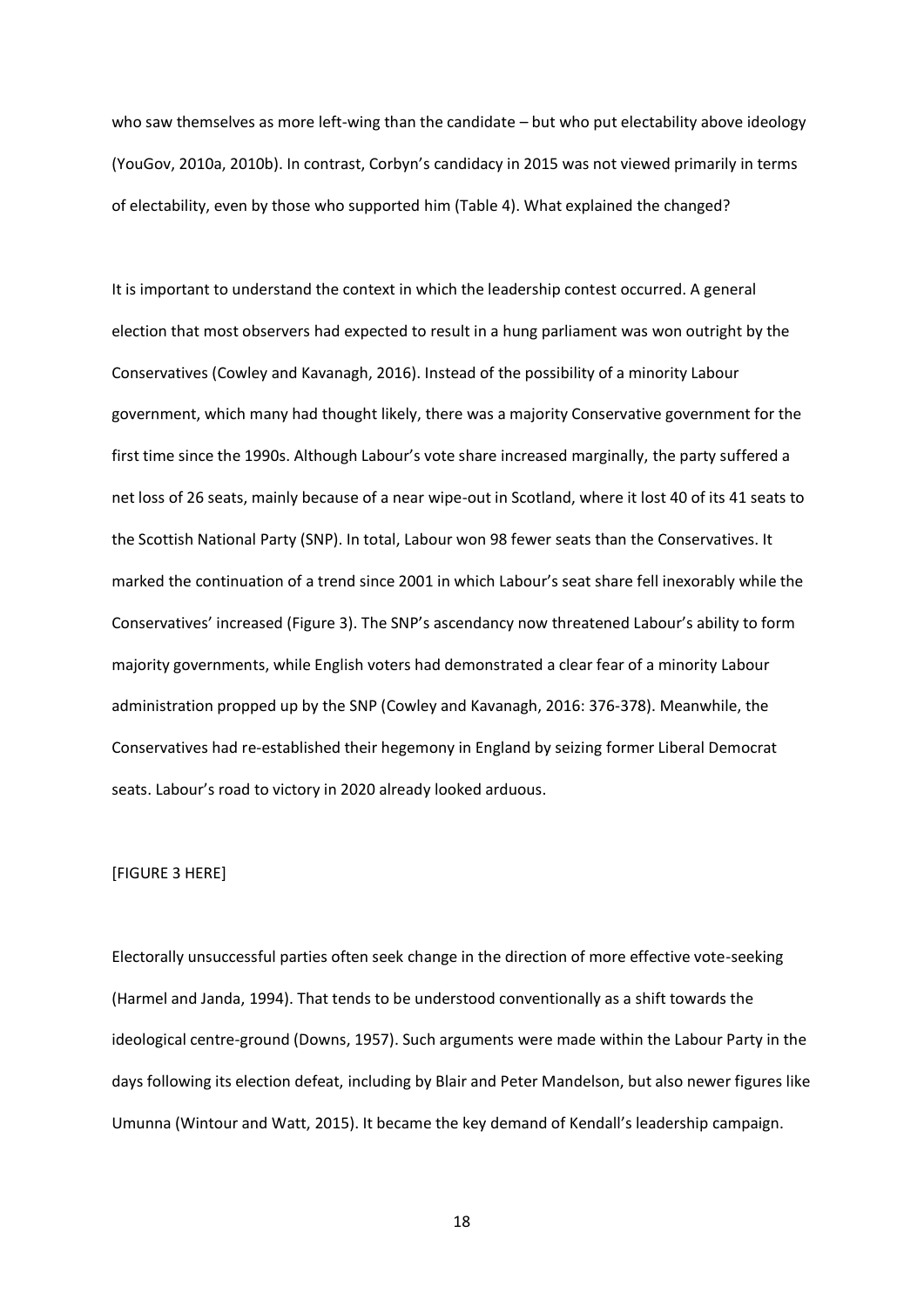who saw themselves as more left-wing than the candidate – but who put electability above ideology (YouGov, 2010a, 2010b). In contrast, Corbyn's candidacy in 2015 was not viewed primarily in terms of electability, even by those who supported him (Table 4). What explained the changed?

It is important to understand the context in which the leadership contest occurred. A general election that most observers had expected to result in a hung parliament was won outright by the Conservatives (Cowley and Kavanagh, 2016). Instead of the possibility of a minority Labour government, which many had thought likely, there was a majority Conservative government for the first time since the 1990s. Although Labour's vote share increased marginally, the party suffered a net loss of 26 seats, mainly because of a near wipe-out in Scotland, where it lost 40 of its 41 seats to the Scottish National Party (SNP). In total, Labour won 98 fewer seats than the Conservatives. It marked the continuation of a trend since 2001 in which Labour's seat share fell inexorably while the Conservatives' increased (Figure 3). The SNP's ascendancy now threatened Labour's ability to form majority governments, while English voters had demonstrated a clear fear of a minority Labour administration propped up by the SNP (Cowley and Kavanagh, 2016: 376-378). Meanwhile, the Conservatives had re-established their hegemony in England by seizing former Liberal Democrat seats. Labour's road to victory in 2020 already looked arduous.

[FIGURE 3 HERE]

Electorally unsuccessful parties often seek change in the direction of more effective vote-seeking (Harmel and Janda, 1994). That tends to be understood conventionally as a shift towards the ideological centre-ground (Downs, 1957). Such arguments were made within the Labour Party in the days following its election defeat, including by Blair and Peter Mandelson, but also newer figures like Umunna (Wintour and Watt, 2015). It became the key demand of Kendall's leadership campaign.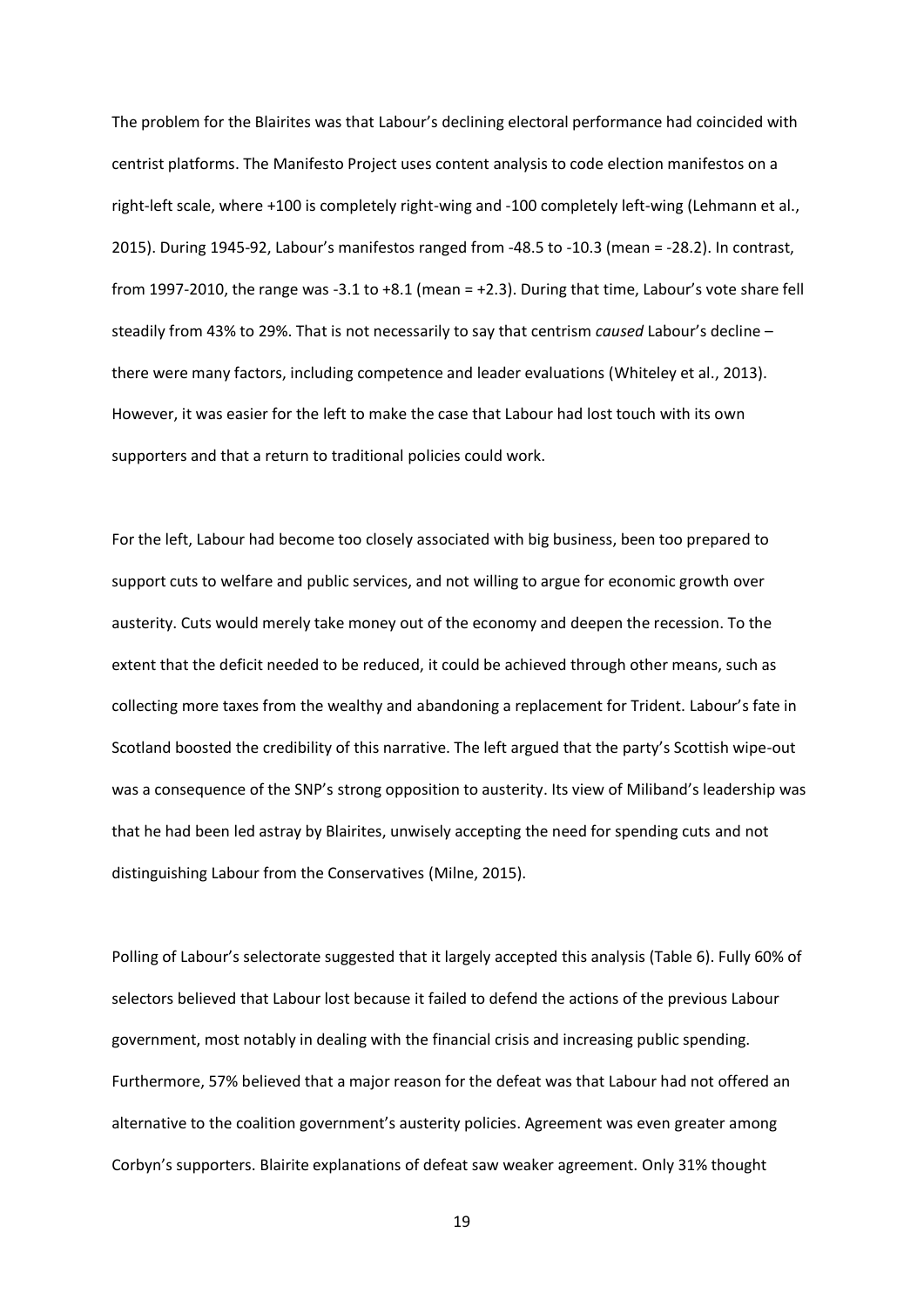The problem for the Blairites was that Labour's declining electoral performance had coincided with centrist platforms. The Manifesto Project uses content analysis to code election manifestos on a right-left scale, where +100 is completely right-wing and -100 completely left-wing (Lehmann et al., 2015). During 1945-92, Labour's manifestos ranged from -48.5 to -10.3 (mean = -28.2). In contrast, from 1997-2010, the range was -3.1 to +8.1 (mean = +2.3). During that time, Labour's vote share fell steadily from 43% to 29%. That is not necessarily to say that centrism *caused* Labour's decline – there were many factors, including competence and leader evaluations (Whiteley et al., 2013). However, it was easier for the left to make the case that Labour had lost touch with its own supporters and that a return to traditional policies could work.

For the left, Labour had become too closely associated with big business, been too prepared to support cuts to welfare and public services, and not willing to argue for economic growth over austerity. Cuts would merely take money out of the economy and deepen the recession. To the extent that the deficit needed to be reduced, it could be achieved through other means, such as collecting more taxes from the wealthy and abandoning a replacement for Trident. Labour's fate in Scotland boosted the credibility of this narrative. The left argued that the party's Scottish wipe-out was a consequence of the SNP's strong opposition to austerity. Its view of Miliband's leadership was that he had been led astray by Blairites, unwisely accepting the need for spending cuts and not distinguishing Labour from the Conservatives (Milne, 2015).

Polling of Labour's selectorate suggested that it largely accepted this analysis (Table 6). Fully 60% of selectors believed that Labour lost because it failed to defend the actions of the previous Labour government, most notably in dealing with the financial crisis and increasing public spending. Furthermore, 57% believed that a major reason for the defeat was that Labour had not offered an alternative to the coalition government's austerity policies. Agreement was even greater among Corbyn's supporters. Blairite explanations of defeat saw weaker agreement. Only 31% thought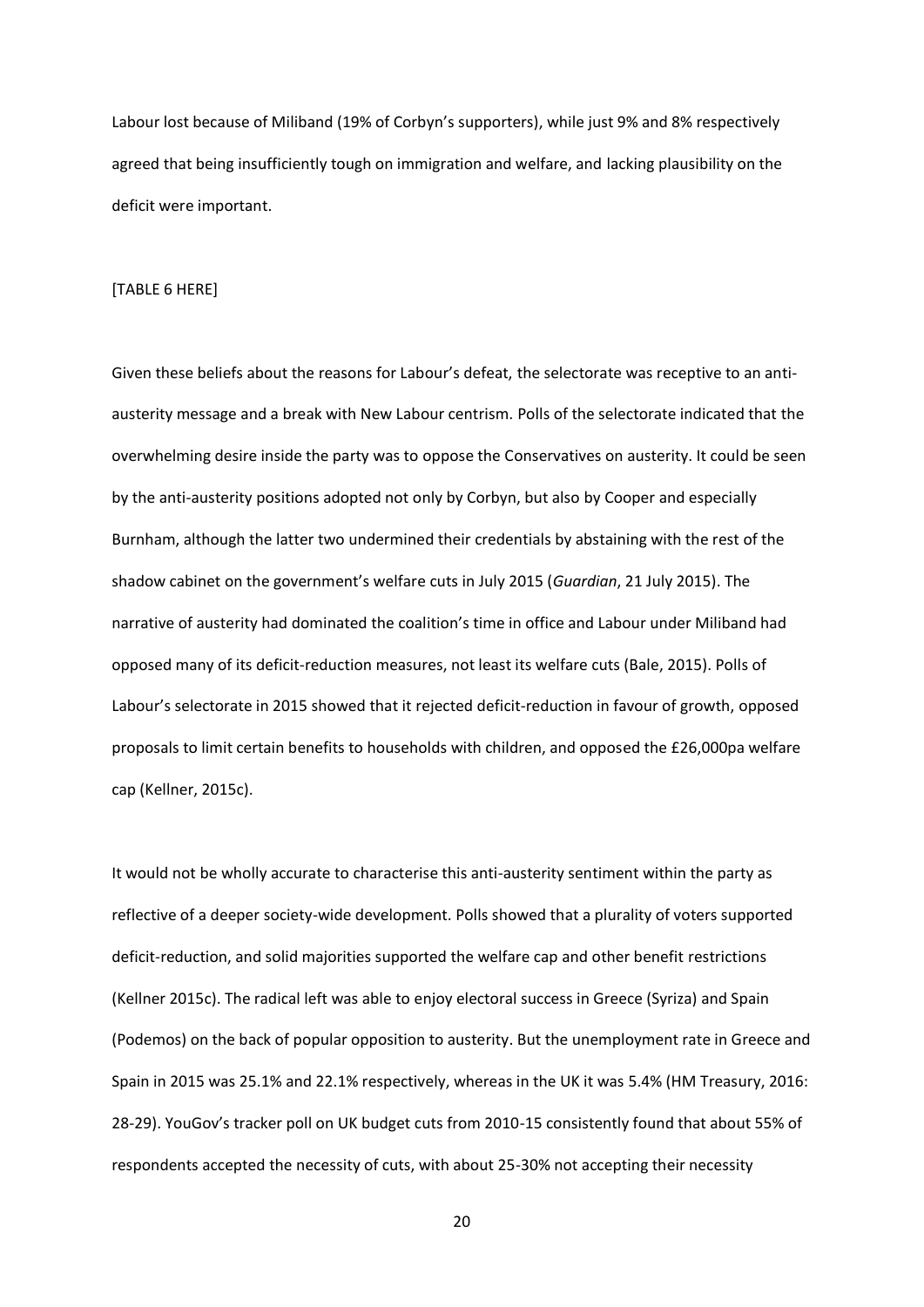Labour lost because of Miliband (19% of Corbyn's supporters), while just 9% and 8% respectively agreed that being insufficiently tough on immigration and welfare, and lacking plausibility on the deficit were important.

[TABLE 6 HERE]

Given these beliefs about the reasons for Labour's defeat, the selectorate was receptive to an anti-austerity message and a break with New Labour centrism. Polls of the selectorate indicated that the overwhelming desire inside the party was to oppose the Conservatives on austerity. It could be seen by the anti-austerity positions adopted not only by Corbyn, but also by Cooper and especially Burnham, although the latter two undermined their credentials by abstaining with the rest of the shadow cabinet on the government's welfare cuts in July 2015 (*Guardian*, 21 July 2015). The narrative of austerity had dominated the coalition's time in office and Labour under Miliband had opposed many of its deficit-reduction measures, not least its welfare cuts (Bale, 2015). Polls of Labour's selectorate in 2015 showed that it rejected deficit-reduction in favour of growth, opposed proposals to limit certain benefits to households with children, and opposed the £26,000pa welfare cap (Kellner, 2015c).

It would not be wholly accurate to characterise this anti-austerity sentiment within the party as reflective of a deeper society-wide development. Polls showed that a plurality of voters supported deficit-reduction, and solid majorities supported the welfare cap and other benefit restrictions (Kellner 2015c). The radical left was able to enjoy electoral success in Greece (Syriza) and Spain (Podemos) on the back of popular opposition to austerity. But the unemployment rate in Greece and Spain in 2015 was 25.1% and 22.1% respectively, whereas in the UK it was 5.4% (HM Treasury, 2016: 28-29). YouGov's tracker poll on UK budget cuts from 2010-15 consistently found that about 55% of respondents accepted the necessity of cuts, with about 25-30% not accepting their necessity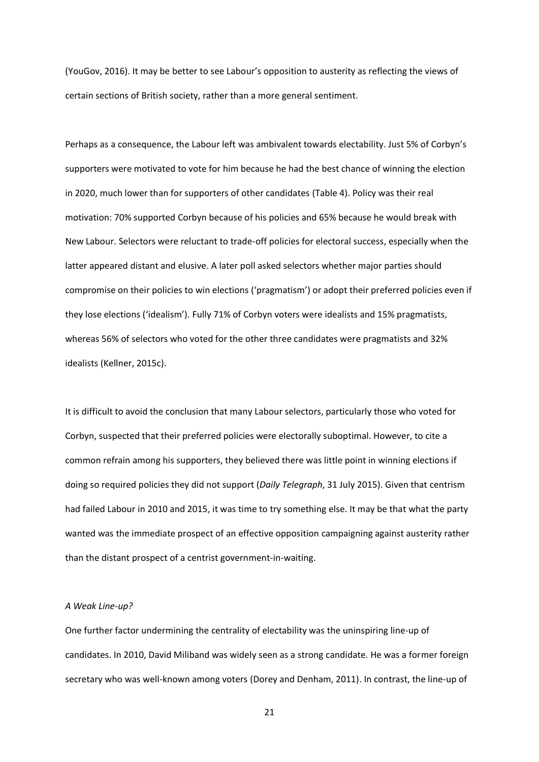(YouGov, 2016). It may be better to see Labour's opposition to austerity as reflecting the views of certain sections of British society, rather than a more general sentiment.

Perhaps as a consequence, the Labour left was ambivalent towards electability. Just 5% of Corbyn's supporters were motivated to vote for him because he had the best chance of winning the election in 2020, much lower than for supporters of other candidates (Table 4). Policy was their real motivation: 70% supported Corbyn because of his policies and 65% because he would break with New Labour. Selectors were reluctant to trade-off policies for electoral success, especially when the latter appeared distant and elusive. A later poll asked selectors whether major parties should compromise on their policies to win elections ('pragmatism') or adopt their preferred policies even if they lose elections ('idealism'). Fully 71% of Corbyn voters were idealists and 15% pragmatists, whereas 56% of selectors who voted for the other three candidates were pragmatists and 32% idealists (Kellner, 2015c).

It is difficult to avoid the conclusion that many Labour selectors, particularly those who voted for Corbyn, suspected that their preferred policies were electorally suboptimal. However, to cite a common refrain among his supporters, they believed there was little point in winning elections if doing so required policies they did not support (*Daily Telegraph*, 31 July 2015). Given that centrism had failed Labour in 2010 and 2015, it was time to try something else. It may be that what the party wanted was the immediate prospect of an effective opposition campaigning against austerity rather than the distant prospect of a centrist government-in-waiting.

*A Weak Line-up?*

One further factor undermining the centrality of electability was the uninspiring line-up of candidates. In 2010, David Miliband was widely seen as a strong candidate. He was a former foreign secretary who was well-known among voters (Dorey and Denham, 2011). In contrast, the line-up of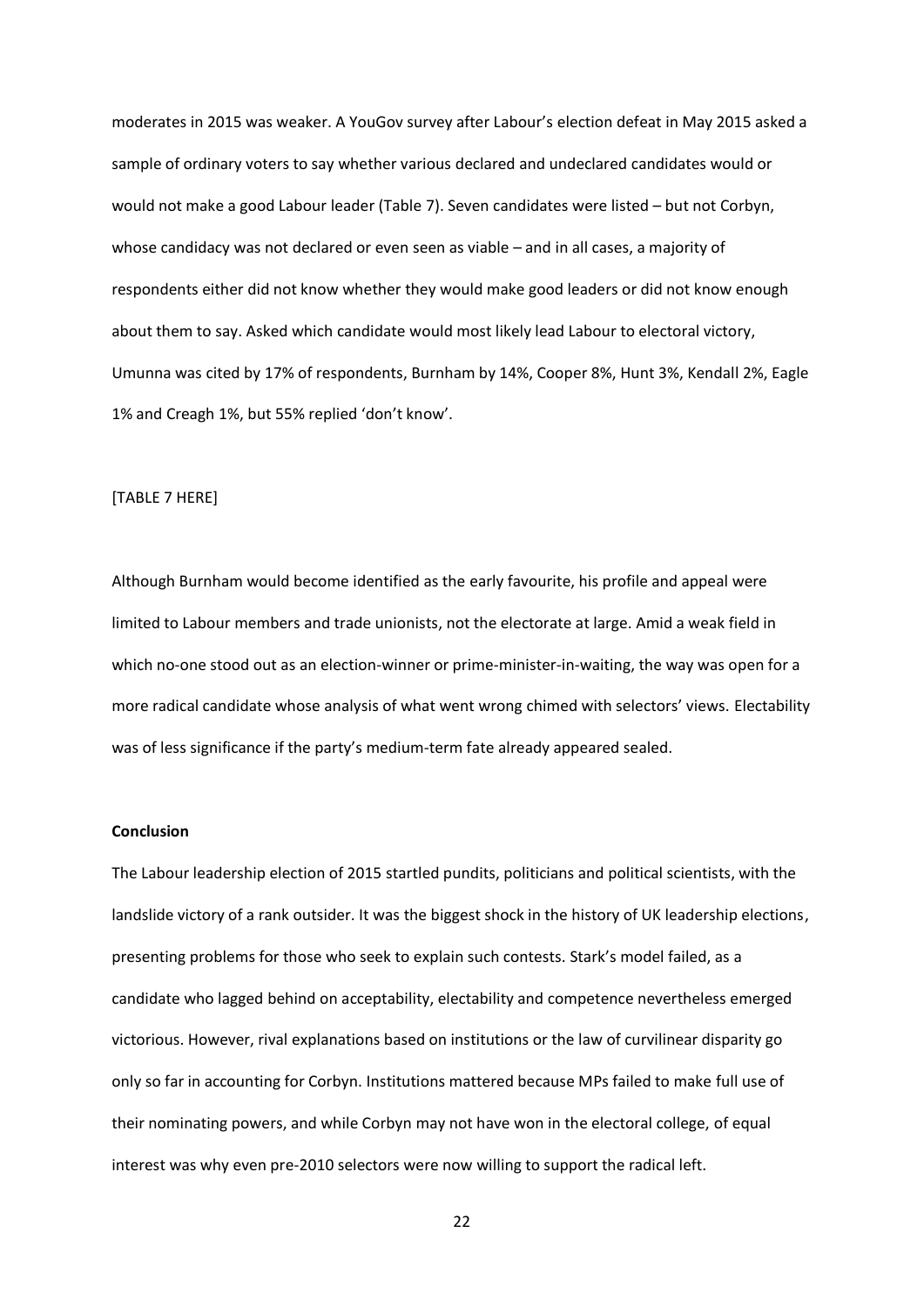moderates in 2015 was weaker. A YouGov survey after Labour's election defeat in May 2015 asked a sample of ordinary voters to say whether various declared and undeclared candidates would or would not make a good Labour leader (Table 7). Seven candidates were listed – but not Corbyn, whose candidacy was not declared or even seen as viable – and in all cases, a majority of respondents either did not know whether they would make good leaders or did not know enough about them to say. Asked which candidate would most likely lead Labour to electoral victory, Umunna was cited by 17% of respondents, Burnham by 14%, Cooper 8%, Hunt 3%, Kendall 2%, Eagle 1% and Creagh 1%, but 55% replied 'don't know'.

[TABLE 7 HERE]

Although Burnham would become identified as the early favourite, his profile and appeal were limited to Labour members and trade unionists, not the electorate at large. Amid a weak field in which no-one stood out as an election-winner or prime-minister-in-waiting, the way was open for a more radical candidate whose analysis of what went wrong chimed with selectors' views. Electability was of less significance if the party's medium-term fate already appeared sealed.

**Conclusion**

The Labour leadership election of 2015 startled pundits, politicians and political scientists, with the landslide victory of a rank outsider. It was the biggest shock in the history of UK leadership elections, presenting problems for those who seek to explain such contests. Stark's model failed, as a candidate who lagged behind on acceptability, electability and competence nevertheless emerged victorious. However, rival explanations based on institutions or the law of curvilinear disparity go only so far in accounting for Corbyn. Institutions mattered because MPs failed to make full use of their nominating powers, and while Corbyn may not have won in the electoral college, of equal interest was why even pre-2010 selectors were now willing to support the radical left.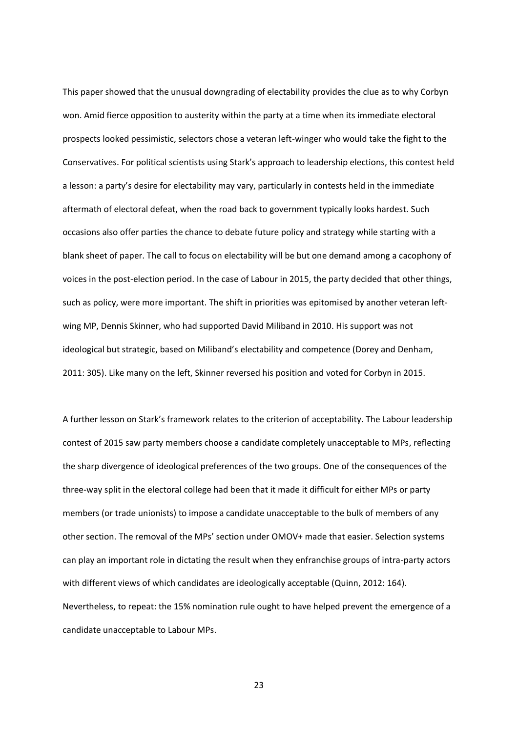This paper showed that the unusual downgrading of electability provides the clue as to why Corbyn won. Amid fierce opposition to austerity within the party at a time when its immediate electoral prospects looked pessimistic, selectors chose a veteran left-winger who would take the fight to the Conservatives. For political scientists using Stark's approach to leadership elections, this contest held a lesson: a party's desire for electability may vary, particularly in contests held in the immediate aftermath of electoral defeat, when the road back to government typically looks hardest. Such occasions also offer parties the chance to debate future policy and strategy while starting with a blank sheet of paper. The call to focus on electability will be but one demand among a cacophony of voices in the post-election period. In the case of Labour in 2015, the party decided that other things, such as policy, were more important. The shift in priorities was epitomised by another veteran left-wing MP, Dennis Skinner, who had supported David Miliband in 2010. His support was not ideological but strategic, based on Miliband's electability and competence (Dorey and Denham, 2011: 305). Like many on the left, Skinner reversed his position and voted for Corbyn in 2015.

A further lesson on Stark's framework relates to the criterion of acceptability. The Labour leadership contest of 2015 saw party members choose a candidate completely unacceptable to MPs, reflecting the sharp divergence of ideological preferences of the two groups. One of the consequences of the three-way split in the electoral college had been that it made it difficult for either MPs or party members (or trade unionists) to impose a candidate unacceptable to the bulk of members of any other section. The removal of the MPs' section under OMOV+ made that easier. Selection systems can play an important role in dictating the result when they enfranchise groups of intra-party actors with different views of which candidates are ideologically acceptable (Quinn, 2012: 164). Nevertheless, to repeat: the 15% nomination rule ought to have helped prevent the emergence of a candidate unacceptable to Labour MPs.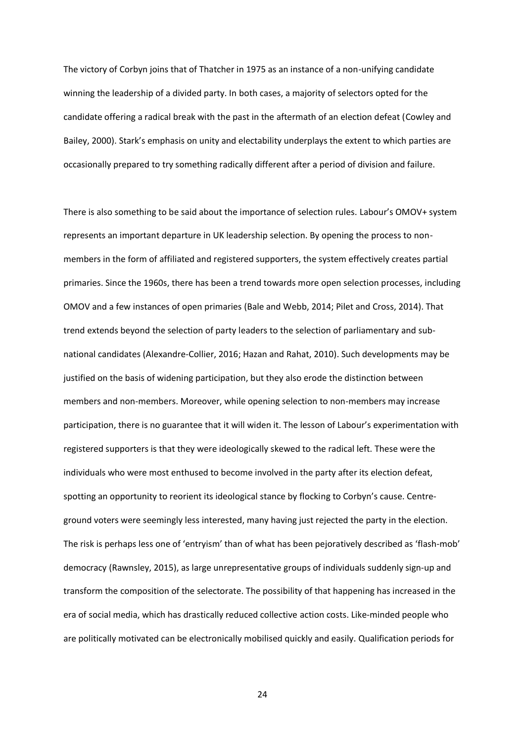The victory of Corbyn joins that of Thatcher in 1975 as an instance of a non-unifying candidate winning the leadership of a divided party. In both cases, a majority of selectors opted for the candidate offering a radical break with the past in the aftermath of an election defeat (Cowley and Bailey, 2000). Stark's emphasis on unity and electability underplays the extent to which parties are occasionally prepared to try something radically different after a period of division and failure.

There is also something to be said about the importance of selection rules. Labour's OMOV+ system represents an important departure in UK leadership selection. By opening the process to non-members in the form of affiliated and registered supporters, the system effectively creates partial primaries. Since the 1960s, there has been a trend towards more open selection processes, including OMOV and a few instances of open primaries (Bale and Webb, 2014; Pilet and Cross, 2014). That trend extends beyond the selection of party leaders to the selection of parliamentary and sub-national candidates (Alexandre-Collier, 2016; Hazan and Rahat, 2010). Such developments may be justified on the basis of widening participation, but they also erode the distinction between members and non-members. Moreover, while opening selection to non-members may increase participation, there is no guarantee that it will widen it. The lesson of Labour's experimentation with registered supporters is that they were ideologically skewed to the radical left. These were the individuals who were most enthused to become involved in the party after its election defeat, spotting an opportunity to reorient its ideological stance by flocking to Corbyn's cause. Centre-ground voters were seemingly less interested, many having just rejected the party in the election. The risk is perhaps less one of 'entryism' than of what has been pejoratively described as 'flash-mob' democracy (Rawnsley, 2015), as large unrepresentative groups of individuals suddenly sign-up and transform the composition of the selectorate. The possibility of that happening has increased in the era of social media, which has drastically reduced collective action costs. Like-minded people who are politically motivated can be electronically mobilised quickly and easily. Qualification periods for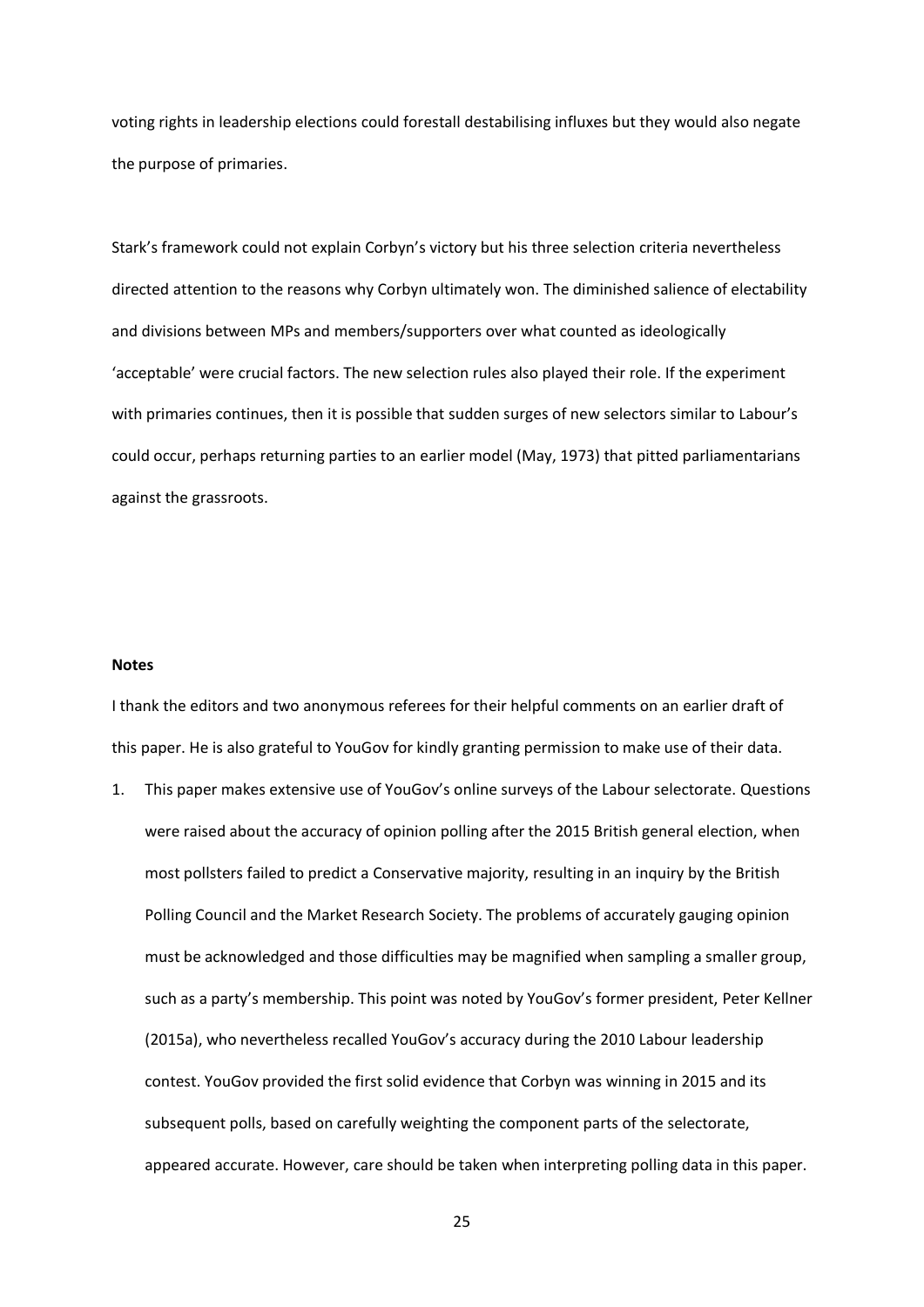voting rights in leadership elections could forestall destabilising influxes but they would also negate the purpose of primaries.

Stark's framework could not explain Corbyn's victory but his three selection criteria nevertheless directed attention to the reasons why Corbyn ultimately won. The diminished salience of electability and divisions between MPs and members/supporters over what counted as ideologically 'acceptable' were crucial factors. The new selection rules also played their role. If the experiment with primaries continues, then it is possible that sudden surges of new selectors similar to Labour's could occur, perhaps returning parties to an earlier model (May, 1973) that pitted parliamentarians against the grassroots.

**Notes**

I thank the editors and two anonymous referees for their helpful comments on an earlier draft of this paper. He is also grateful to YouGov for kindly granting permission to make use of their data.

1. This paper makes extensive use of YouGov's online surveys of the Labour selectorate. Questions were raised about the accuracy of opinion polling after the 2015 British general election, when most pollsters failed to predict a Conservative majority, resulting in an inquiry by the British Polling Council and the Market Research Society. The problems of accurately gauging opinion must be acknowledged and those difficulties may be magnified when sampling a smaller group, such as a party's membership. This point was noted by YouGov's former president, Peter Kellner (2015a), who nevertheless recalled YouGov's accuracy during the 2010 Labour leadership contest. YouGov provided the first solid evidence that Corbyn was winning in 2015 and its subsequent polls, based on carefully weighting the component parts of the selectorate, appeared accurate. However, care should be taken when interpreting polling data in this paper.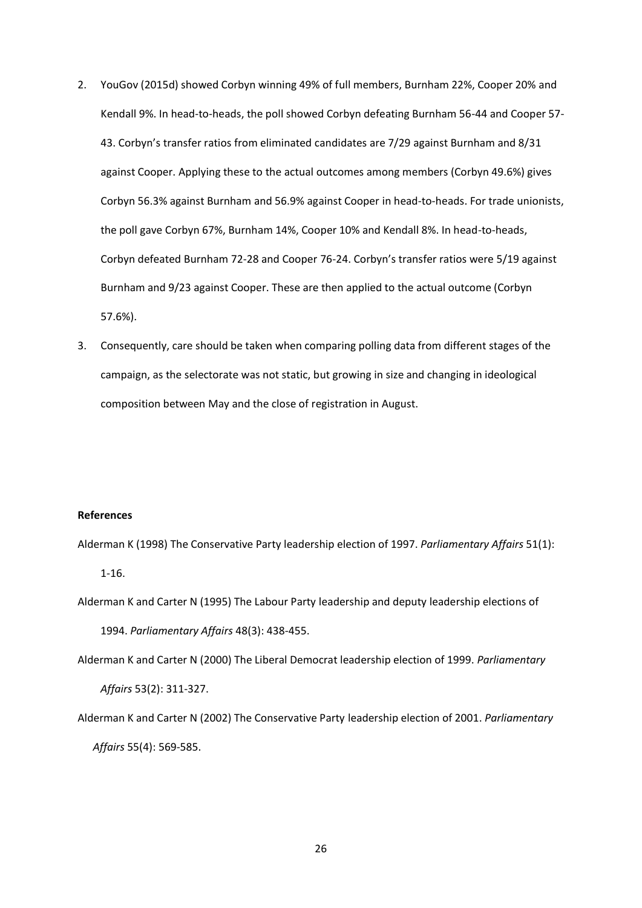2. YouGov (2015d) showed Corbyn winning 49% of full members, Burnham 22%, Cooper 20% and Kendall 9%. In head-to-heads, the poll showed Corbyn defeating Burnham 56-44 and Cooper 57-43. Corbyn's transfer ratios from eliminated candidates are 7/29 against Burnham and 8/31 against Cooper. Applying these to the actual outcomes among members (Corbyn 49.6%) gives Corbyn 56.3% against Burnham and 56.9% against Cooper in head-to-heads. For trade unionists, the poll gave Corbyn 67%, Burnham 14%, Cooper 10% and Kendall 8%. In head-to-heads, Corbyn defeated Burnham 72-28 and Cooper 76-24. Corbyn's transfer ratios were 5/19 against Burnham and 9/23 against Cooper. These are then applied to the actual outcome (Corbyn 57.6%).
3. Consequently, care should be taken when comparing polling data from different stages of the campaign, as the selectorate was not static, but growing in size and changing in ideological composition between May and the close of registration in August.

**References**

Alderman K (1998) The Conservative Party leadership election of 1997. *Parliamentary Affairs* 51(1): 1-16.

Alderman K and Carter N (1995) The Labour Party leadership and deputy leadership elections of 1994. *Parliamentary Affairs* 48(3): 438-455.

Alderman K and Carter N (2000) The Liberal Democrat leadership election of 1999. *Parliamentary Affairs* 53(2): 311-327.

Alderman K and Carter N (2002) The Conservative Party leadership election of 2001. *Parliamentary Affairs* 55(4): 569-585.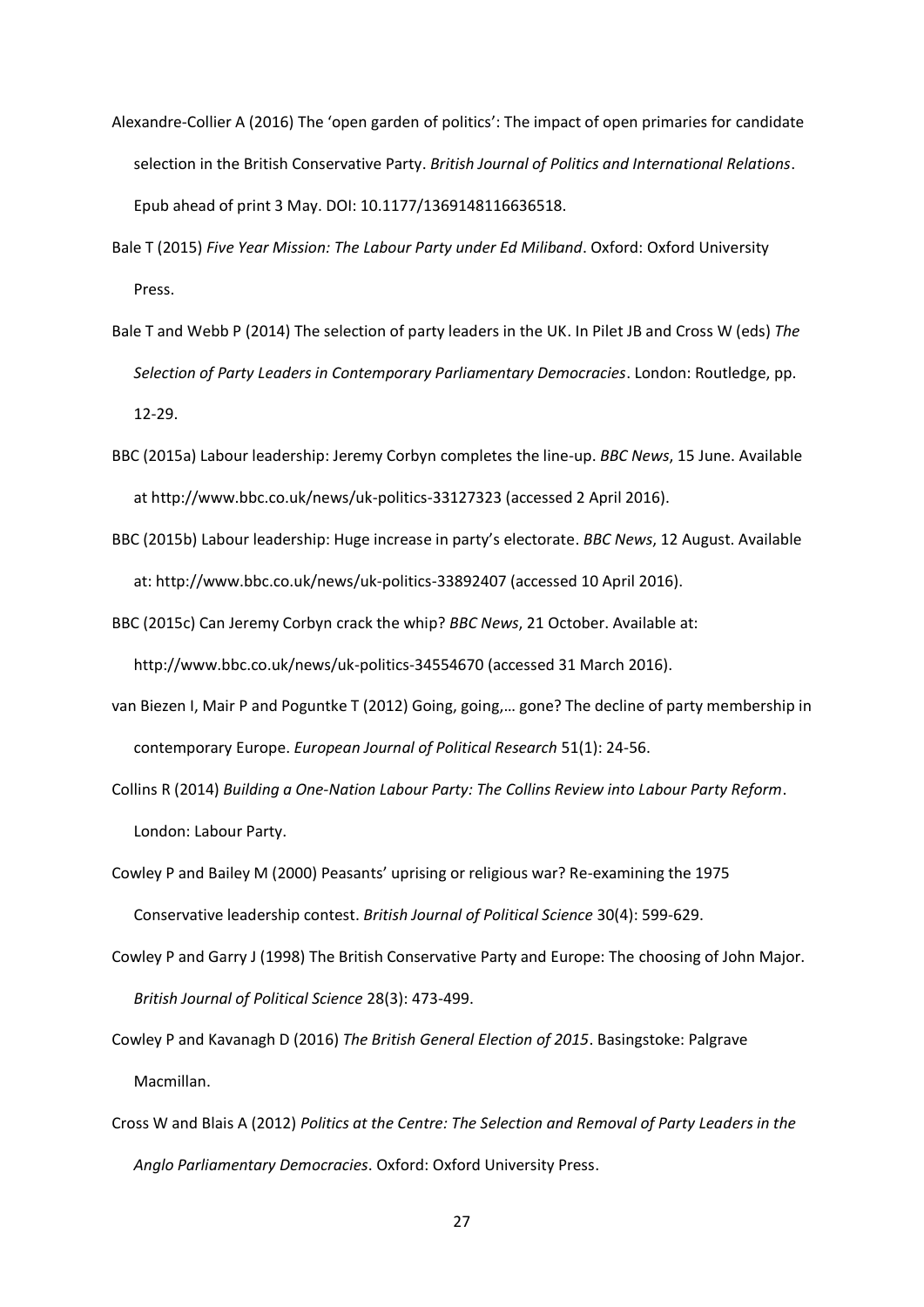Alexandre-Collier A (2016) The 'open garden of politics': The impact of open primaries for candidate selection in the British Conservative Party. *British Journal of Politics and International Relations*. Epub ahead of print 3 May. DOI: 10.1177/1369148116636518.

Bale T (2015) *Five Year Mission: The Labour Party under Ed Miliband*. Oxford: Oxford University Press.

Bale T and Webb P (2014) The selection of party leaders in the UK. In Pilet JB and Cross W (eds) *The Selection of Party Leaders in Contemporary Parliamentary Democracies*. London: Routledge, pp. 12-29.

BBC (2015a) Labour leadership: Jeremy Corbyn completes the line-up. *BBC News*, 15 June. Available at http://www.bbc.co.uk/news/uk-politics-33127323 (accessed 2 April 2016).

BBC (2015b) Labour leadership: Huge increase in party's electorate. *BBC News*, 12 August. Available at: http://www.bbc.co.uk/news/uk-politics-33892407 (accessed 10 April 2016).

BBC (2015c) Can Jeremy Corbyn crack the whip? *BBC News*, 21 October. Available at: http://www.bbc.co.uk/news/uk-politics-34554670 (accessed 31 March 2016).

van Biezen I, Mair P and Poguntke T (2012) Going, going,… gone? The decline of party membership in contemporary Europe. *European Journal of Political Research* 51(1): 24-56.

Collins R (2014) *Building a One-Nation Labour Party: The Collins Review into Labour Party Reform*. London: Labour Party.

Cowley P and Bailey M (2000) Peasants' uprising or religious war? Re-examining the 1975 Conservative leadership contest. *British Journal of Political Science* 30(4): 599-629.

Cowley P and Garry J (1998) The British Conservative Party and Europe: The choosing of John Major. *British Journal of Political Science* 28(3): 473-499.

Cowley P and Kavanagh D (2016) *The British General Election of 2015*. Basingstoke: Palgrave Macmillan.

Cross W and Blais A (2012) *Politics at the Centre: The Selection and Removal of Party Leaders in the Anglo Parliamentary Democracies*. Oxford: Oxford University Press.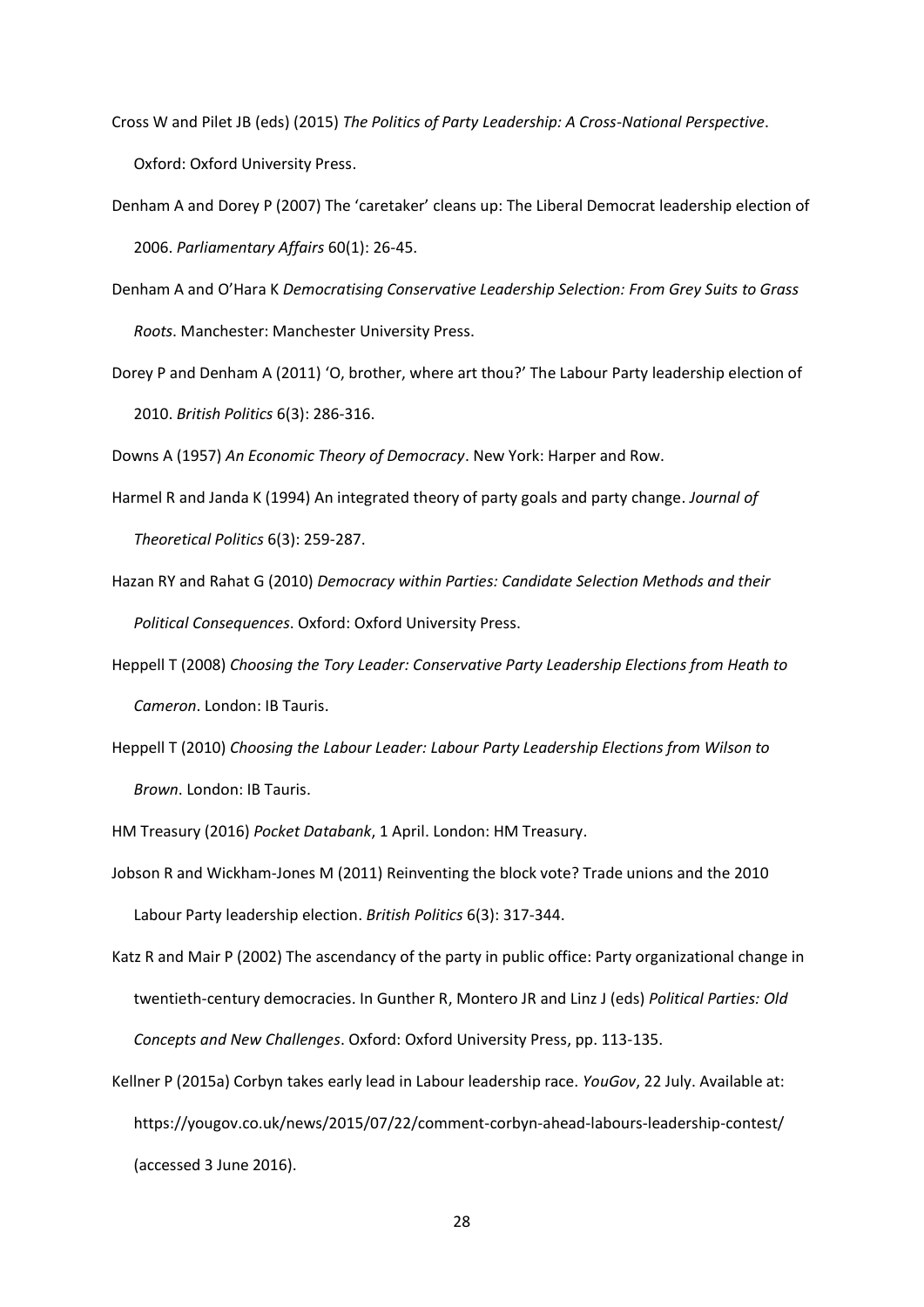Cross W and Pilet JB (eds) (2015) *The Politics of Party Leadership: A Cross-National Perspective*. Oxford: Oxford University Press.

Denham A and Dorey P (2007) The 'caretaker' cleans up: The Liberal Democrat leadership election of 2006. *Parliamentary Affairs* 60(1): 26-45.

Denham A and O'Hara K *Democratising Conservative Leadership Selection: From Grey Suits to Grass Roots*. Manchester: Manchester University Press.

Dorey P and Denham A (2011) 'O, brother, where art thou?' The Labour Party leadership election of 2010. *British Politics* 6(3): 286-316.

Downs A (1957) *An Economic Theory of Democracy*. New York: Harper and Row.

Harmel R and Janda K (1994) An integrated theory of party goals and party change. *Journal of Theoretical Politics* 6(3): 259-287.

Hazan RY and Rahat G (2010) *Democracy within Parties: Candidate Selection Methods and their Political Consequences*. Oxford: Oxford University Press.

Heppell T (2008) *Choosing the Tory Leader: Conservative Party Leadership Elections from Heath to Cameron*. London: IB Tauris.

Heppell T (2010) *Choosing the Labour Leader: Labour Party Leadership Elections from Wilson to Brown*. London: IB Tauris.

HM Treasury (2016) *Pocket Databank*, 1 April. London: HM Treasury.

Jobson R and Wickham-Jones M (2011) Reinventing the block vote? Trade unions and the 2010 Labour Party leadership election. *British Politics* 6(3): 317-344.

Katz R and Mair P (2002) The ascendancy of the party in public office: Party organizational change in twentieth-century democracies. In Gunther R, Montero JR and Linz J (eds) *Political Parties: Old Concepts and New Challenges*. Oxford: Oxford University Press, pp. 113-135.

Kellner P (2015a) Corbyn takes early lead in Labour leadership race. *YouGov*, 22 July. Available at: https://yougov.co.uk/news/2015/07/22/comment-corbyn-ahead-labours-leadership-contest/ (accessed 3 June 2016).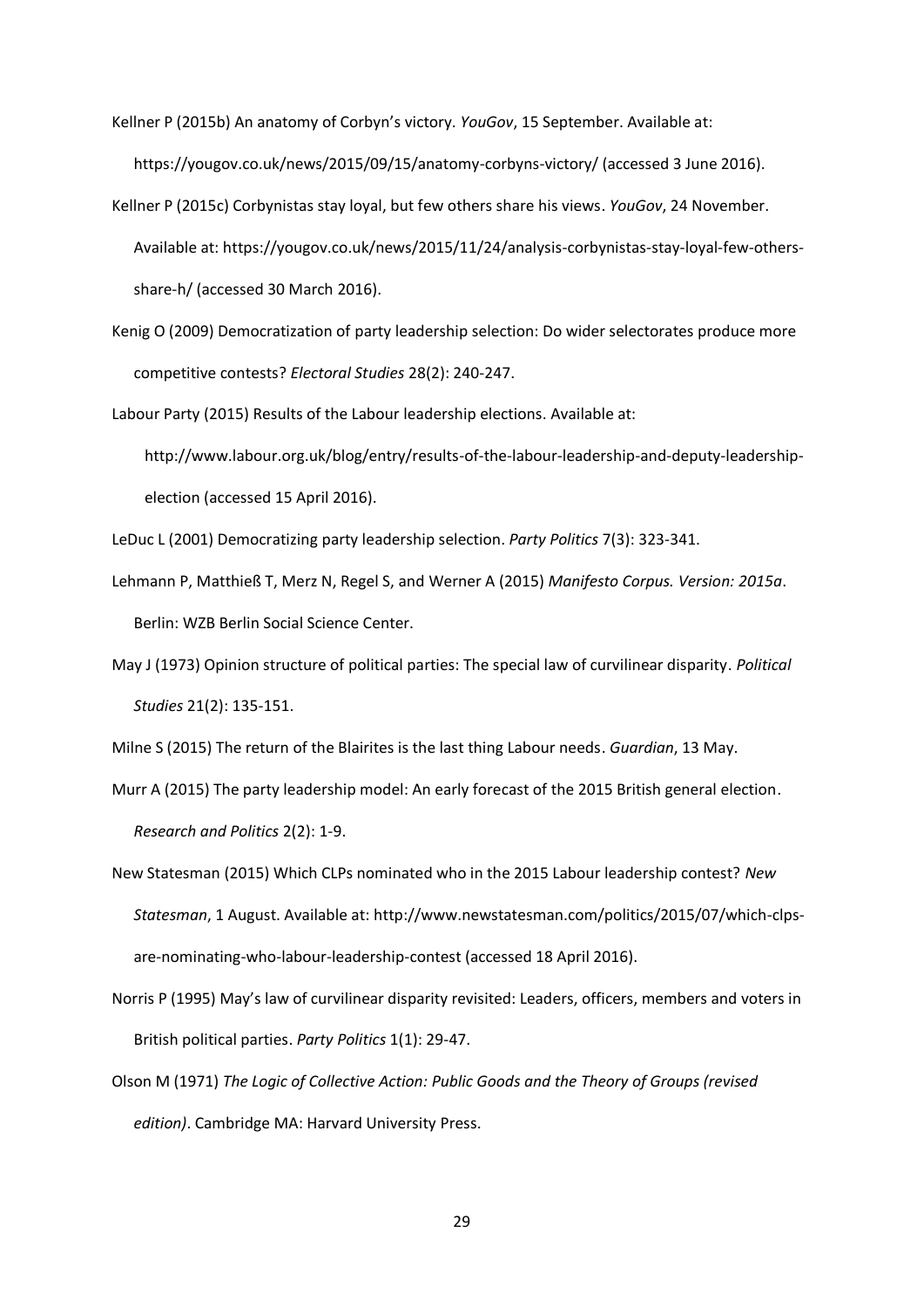Kellner P (2015b) An anatomy of Corbyn's victory. *YouGov*, 15 September. Available at: https://yougov.co.uk/news/2015/09/15/anatomy-corbyns-victory/ (accessed 3 June 2016).

Kellner P (2015c) Corbynistas stay loyal, but few others share his views. *YouGov*, 24 November. Available at: https://yougov.co.uk/news/2015/11/24/analysis-corbynistas-stay-loyal-few-others-share-h/ (accessed 30 March 2016).

Kenig O (2009) Democratization of party leadership selection: Do wider selectorates produce more competitive contests? *Electoral Studies* 28(2): 240-247.

Labour Party (2015) Results of the Labour leadership elections. Available at: http://www.labour.org.uk/blog/entry/results-of-the-labour-leadership-and-deputy-leadership-election (accessed 15 April 2016).

LeDuc L (2001) Democratizing party leadership selection. *Party Politics* 7(3): 323-341.

Lehmann P, Matthieß T, Merz N, Regel S, and Werner A (2015) *Manifesto Corpus. Version: 2015a*. Berlin: WZB Berlin Social Science Center.

May J (1973) Opinion structure of political parties: The special law of curvilinear disparity. *Political Studies* 21(2): 135-151.

Milne S (2015) The return of the Blairites is the last thing Labour needs. *Guardian*, 13 May.

Murr A (2015) The party leadership model: An early forecast of the 2015 British general election. *Research and Politics* 2(2): 1-9.

New Statesman (2015) Which CLPs nominated who in the 2015 Labour leadership contest? *New Statesman*, 1 August. Available at: http://www.newstatesman.com/politics/2015/07/which-clps-are-nominating-who-labour-leadership-contest (accessed 18 April 2016).

Norris P (1995) May's law of curvilinear disparity revisited: Leaders, officers, members and voters in British political parties. *Party Politics* 1(1): 29-47.

Olson M (1971) *The Logic of Collective Action: Public Goods and the Theory of Groups (revised edition)*. Cambridge MA: Harvard University Press.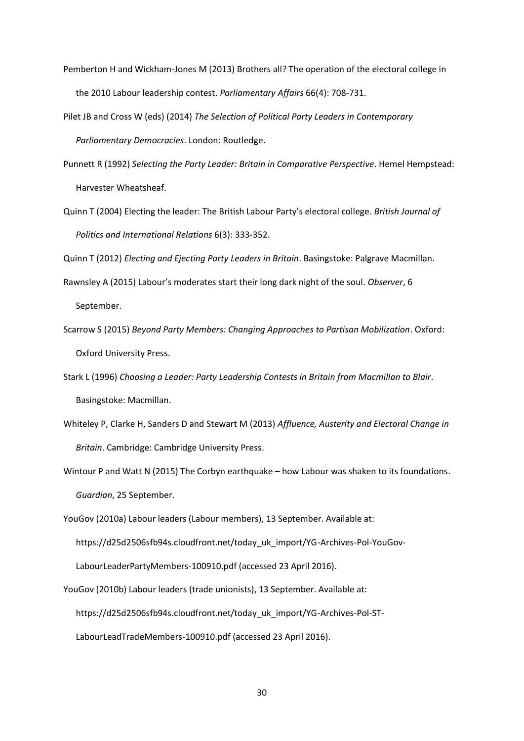Pemberton H and Wickham-Jones M (2013) Brothers all? The operation of the electoral college in the 2010 Labour leadership contest. *Parliamentary Affairs* 66(4): 708-731.

Pilet JB and Cross W (eds) (2014) *The Selection of Political Party Leaders in Contemporary Parliamentary Democracies*. London: Routledge.

Punnett R (1992) *Selecting the Party Leader: Britain in Comparative Perspective*. Hemel Hempstead: Harvester Wheatsheaf.

Quinn T (2004) Electing the leader: The British Labour Party's electoral college. *British Journal of Politics and International Relations* 6(3): 333-352.

Quinn T (2012) *Electing and Ejecting Party Leaders in Britain*. Basingstoke: Palgrave Macmillan.

Rawnsley A (2015) Labour's moderates start their long dark night of the soul. *Observer*, 6 September.

Scarrow S (2015) *Beyond Party Members: Changing Approaches to Partisan Mobilization*. Oxford: Oxford University Press.

Stark L (1996) *Choosing a Leader: Party Leadership Contests in Britain from Macmillan to Blair*. Basingstoke: Macmillan.

Whiteley P, Clarke H, Sanders D and Stewart M (2013) *Affluence, Austerity and Electoral Change in Britain*. Cambridge: Cambridge University Press.

Wintour P and Watt N (2015) The Corbyn earthquake – how Labour was shaken to its foundations. *Guardian*, 25 September.

YouGov (2010a) Labour leaders (Labour members), 13 September. Available at: https://d25d2506sfb94s.cloudfront.net/today_uk_import/YG-Archives-Pol-YouGov-LabourLeaderPartyMembers-100910.pdf (accessed 23 April 2016).

YouGov (2010b) Labour leaders (trade unionists), 13 September. Available at: https://d25d2506sfb94s.cloudfront.net/today_uk_import/YG-Archives-Pol-ST-LabourLeadTradeMembers-100910.pdf (accessed 23 April 2016).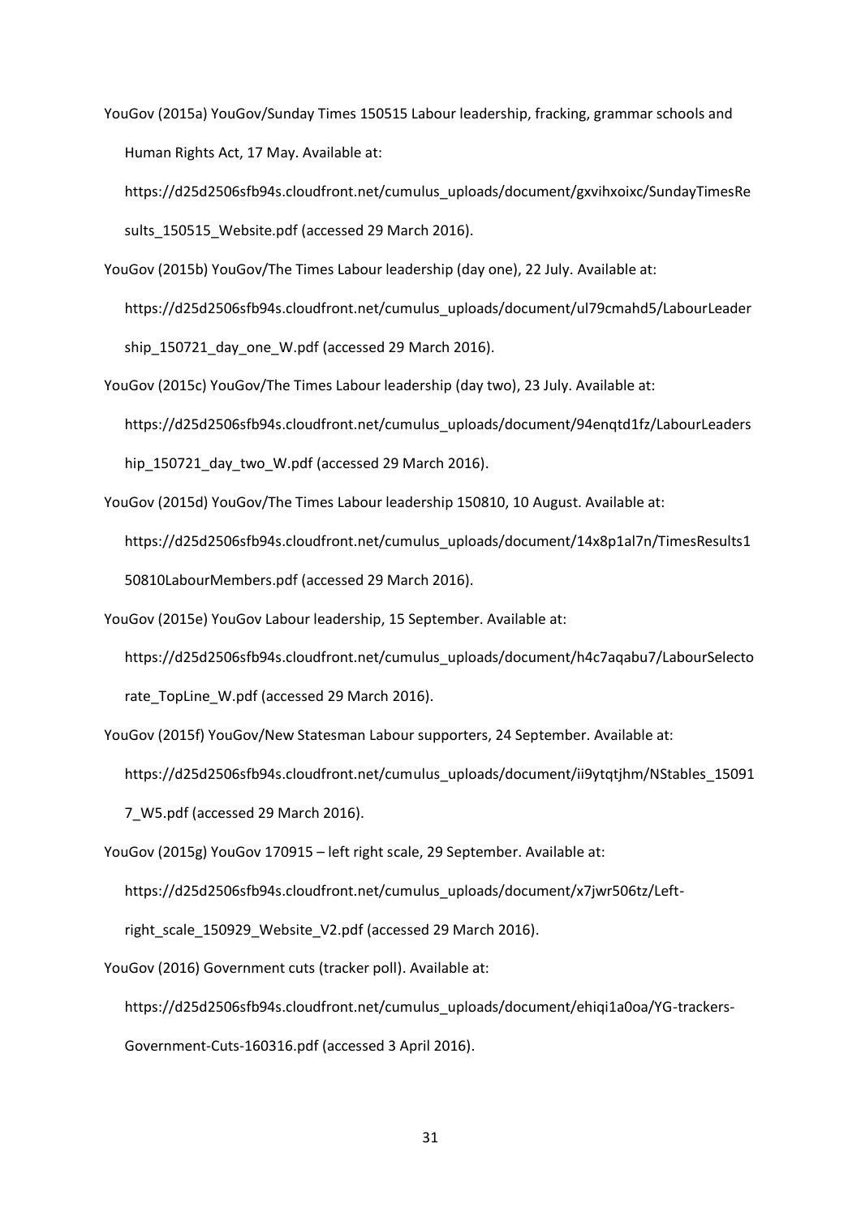YouGov (2015a) YouGov/Sunday Times 150515 Labour leadership, fracking, grammar schools and Human Rights Act, 17 May. Available at: https://d25d2506sfb94s.cloudfront.net/cumulus_uploads/document/gxvihxoixc/SundayTimesResults_150515_Website.pdf (accessed 29 March 2016).

YouGov (2015b) YouGov/The Times Labour leadership (day one), 22 July. Available at: https://d25d2506sfb94s.cloudfront.net/cumulus_uploads/document/ul79cmahd5/LabourLeadership_150721_day_one_W.pdf (accessed 29 March 2016).

YouGov (2015c) YouGov/The Times Labour leadership (day two), 23 July. Available at: https://d25d2506sfb94s.cloudfront.net/cumulus_uploads/document/94enqtd1fz/LabourLeadership_150721_day_two_W.pdf (accessed 29 March 2016).

YouGov (2015d) YouGov/The Times Labour leadership 150810, 10 August. Available at: https://d25d2506sfb94s.cloudfront.net/cumulus_uploads/document/14x8p1al7n/TimesResults150810LabourMembers.pdf (accessed 29 March 2016).

YouGov (2015e) YouGov Labour leadership, 15 September. Available at: https://d25d2506sfb94s.cloudfront.net/cumulus_uploads/document/h4c7aqabu7/LabourSelectorate_TopLine_W.pdf (accessed 29 March 2016).

YouGov (2015f) YouGov/New Statesman Labour supporters, 24 September. Available at: https://d25d2506sfb94s.cloudfront.net/cumulus_uploads/document/ii9ytqtjhm/NStables_150917_W5.pdf (accessed 29 March 2016).

YouGov (2015g) YouGov 170915 – left right scale, 29 September. Available at: https://d25d2506sfb94s.cloudfront.net/cumulus_uploads/document/x7jwr506tz/Left-right_scale_150929_Website_V2.pdf (accessed 29 March 2016).

YouGov (2016) Government cuts (tracker poll). Available at: https://d25d2506sfb94s.cloudfront.net/cumulus_uploads/document/ehiqi1a0oa/YG-trackers-Government-Cuts-160316.pdf (accessed 3 April 2016).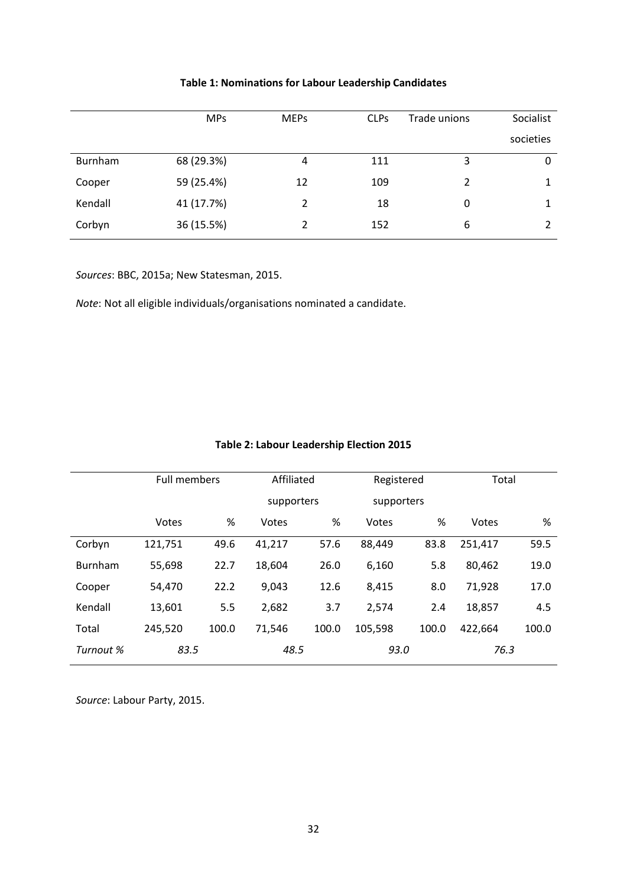**Table 1: Nominations for Labour Leadership Candidates**

| | MPs | MEPs | CLPs | Trade unions | Socialist societies |
|---|---|---|---|---|---|
| Burnham | 68 (29.3%) | 4 | 111 | 3 | 0 |
| Cooper | 59 (25.4%) | 12 | 109 | 2 | 1 |
| Kendall | 41 (17.7%) | 2 | 18 | 0 | 1 |
| Corbyn | 36 (15.5%) | 2 | 152 | 6 | 2 |

*Sources*: BBC, 2015a; New Statesman, 2015.

*Note*: Not all eligible individuals/organisations nominated a candidate.

**Table 2: Labour Leadership Election 2015**

| | Full members | | Affiliated supporters | | Registered supporters | | Total | |
|---|---|---|---|---|---|---|---|---|
| | Votes | % | Votes | % | Votes | % | Votes | % |
| Corbyn | 121,751 | 49.6 | 41,217 | 57.6 | 88,449 | 83.8 | 251,417 | 59.5 |
| Burnham | 55,698 | 22.7 | 18,604 | 26.0 | 6,160 | 5.8 | 80,462 | 19.0 |
| Cooper | 54,470 | 22.2 | 9,043 | 12.6 | 8,415 | 8.0 | 71,928 | 17.0 |
| Kendall | 13,601 | 5.5 | 2,682 | 3.7 | 2,574 | 2.4 | 18,857 | 4.5 |
| Total | 245,520 | 100.0 | 71,546 | 100.0 | 105,598 | 100.0 | 422,664 | 100.0 |
| *Turnout %* | *83.5* | | *48.5* | | *93.0* | | *76.3* | |

*Source*: Labour Party, 2015.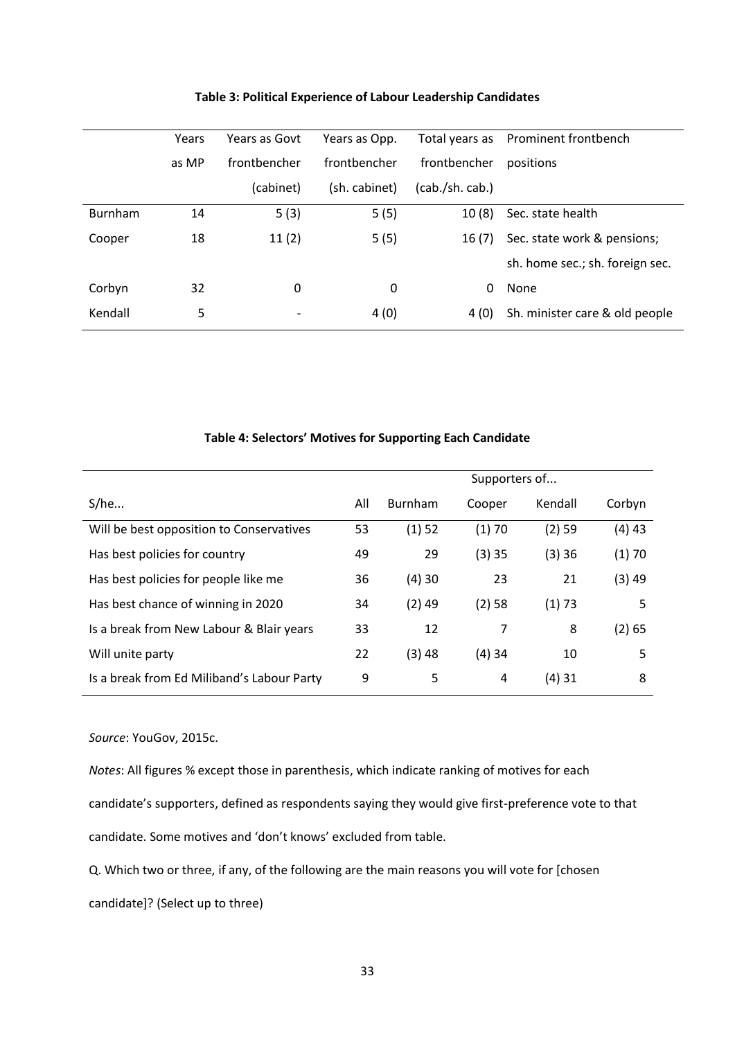**Table 3: Political Experience of Labour Leadership Candidates**

| | Years as MP | Years as Govt frontbencher (cabinet) | Years as Opp. frontbencher (sh. cabinet) | Total years as frontbencher (cab./sh. cab.) | Prominent frontbench positions |
|---|---|---|---|---|---|
| Burnham | 14 | 5 (3) | 5 (5) | 10 (8) | Sec. state health |
| Cooper | 18 | 11 (2) | 5 (5) | 16 (7) | Sec. state work & pensions; sh. home sec.; sh. foreign sec. |
| Corbyn | 32 | 0 | 0 | 0 | None |
| Kendall | 5 | - | 4 (0) | 4 (0) | Sh. minister care & old people |

**Table 4: Selectors' Motives for Supporting Each Candidate**

| | | Supporters of... | | | |
|---|---|---|---|---|---|
| S/he... | All | Burnham | Cooper | Kendall | Corbyn |
| Will be best opposition to Conservatives | 53 | (1) 52 | (1) 70 | (2) 59 | (4) 43 |
| Has best policies for country | 49 | 29 | (3) 35 | (3) 36 | (1) 70 |
| Has best policies for people like me | 36 | (4) 30 | 23 | 21 | (3) 49 |
| Has best chance of winning in 2020 | 34 | (2) 49 | (2) 58 | (1) 73 | 5 |
| Is a break from New Labour & Blair years | 33 | 12 | 7 | 8 | (2) 65 |
| Will unite party | 22 | (3) 48 | (4) 34 | 10 | 5 |
| Is a break from Ed Miliband's Labour Party | 9 | 5 | 4 | (4) 31 | 8 |

*Source*: YouGov, 2015c.

*Notes*: All figures % except those in parenthesis, which indicate ranking of motives for each candidate's supporters, defined as respondents saying they would give first-preference vote to that candidate. Some motives and 'don't knows' excluded from table.

Q. Which two or three, if any, of the following are the main reasons you will vote for [chosen candidate]? (Select up to three)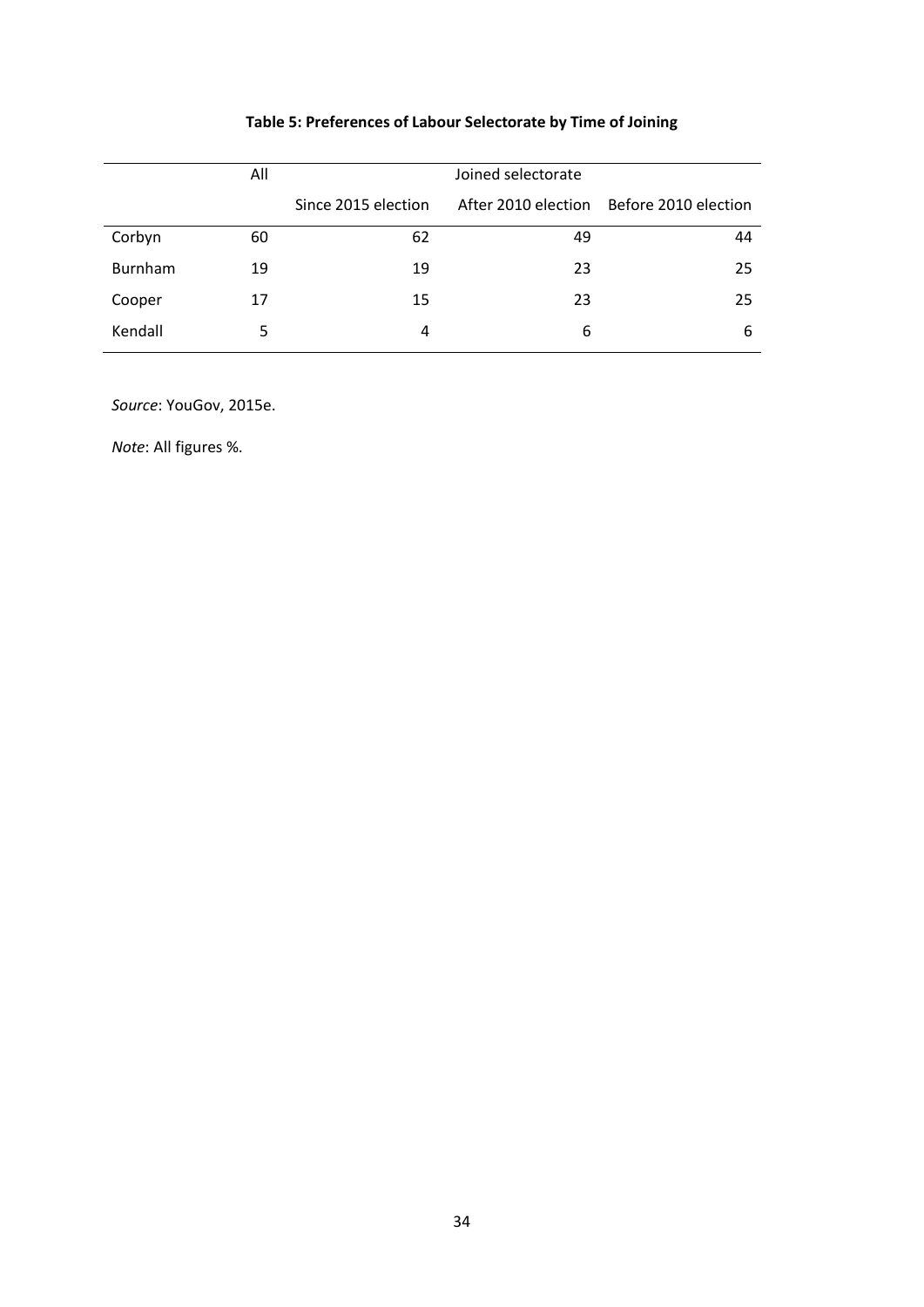**Table 5: Preferences of Labour Selectorate by Time of Joining**

| | All | Joined selectorate | | |
|---|---|---|---|---|
| | | Since 2015 election | After 2010 election | Before 2010 election |
| Corbyn | 60 | 62 | 49 | 44 |
| Burnham | 19 | 19 | 23 | 25 |
| Cooper | 17 | 15 | 23 | 25 |
| Kendall | 5 | 4 | 6 | 6 |

*Source*: YouGov, 2015e.

*Note*: All figures %.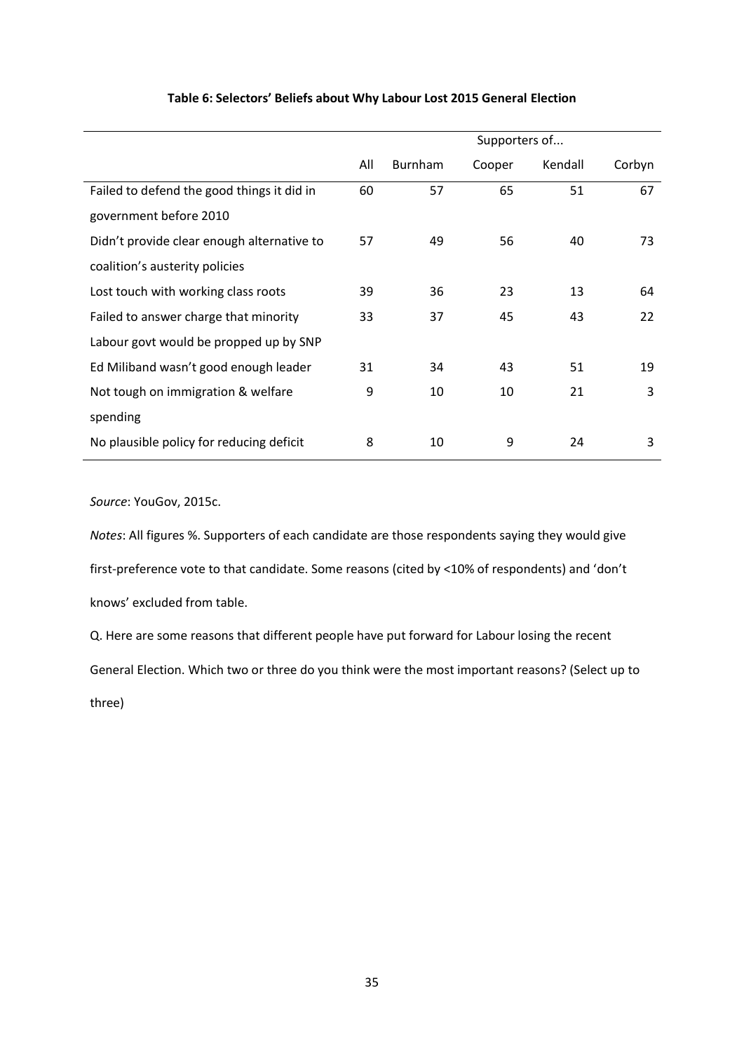**Table 6: Selectors' Beliefs about Why Labour Lost 2015 General Election**

| | | Supporters of... | | | |
|---|---|---|---|---|---|
| | All | Burnham | Cooper | Kendall | Corbyn |
| Failed to defend the good things it did in government before 2010 | 60 | 57 | 65 | 51 | 67 |
| Didn't provide clear enough alternative to coalition's austerity policies | 57 | 49 | 56 | 40 | 73 |
| Lost touch with working class roots | 39 | 36 | 23 | 13 | 64 |
| Failed to answer charge that minority Labour govt would be propped up by SNP | 33 | 37 | 45 | 43 | 22 |
| Ed Miliband wasn't good enough leader | 31 | 34 | 43 | 51 | 19 |
| Not tough on immigration & welfare spending | 9 | 10 | 10 | 21 | 3 |
| No plausible policy for reducing deficit | 8 | 10 | 9 | 24 | 3 |

*Source*: YouGov, 2015c.

*Notes*: All figures %. Supporters of each candidate are those respondents saying they would give first-preference vote to that candidate. Some reasons (cited by <10% of respondents) and 'don't knows' excluded from table.

Q. Here are some reasons that different people have put forward for Labour losing the recent General Election. Which two or three do you think were the most important reasons? (Select up to three)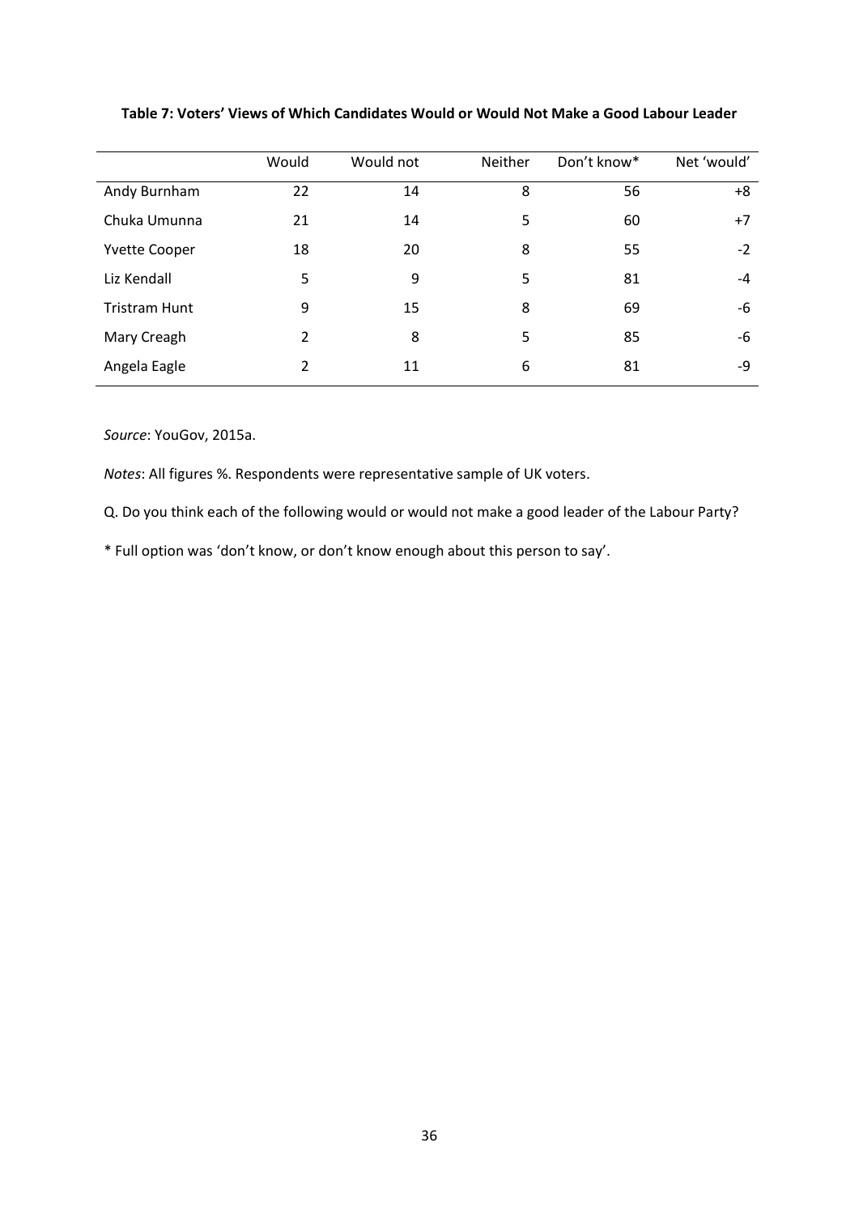**Table 7: Voters' Views of Which Candidates Would or Would Not Make a Good Labour Leader**

| | Would | Would not | Neither | Don't know* | Net 'would' |
|---|---|---|---|---|---|
| Andy Burnham | 22 | 14 | 8 | 56 | +8 |
| Chuka Umunna | 21 | 14 | 5 | 60 | +7 |
| Yvette Cooper | 18 | 20 | 8 | 55 | -2 |
| Liz Kendall | 5 | 9 | 5 | 81 | -4 |
| Tristram Hunt | 9 | 15 | 8 | 69 | -6 |
| Mary Creagh | 2 | 8 | 5 | 85 | -6 |
| Angela Eagle | 2 | 11 | 6 | 81 | -9 |

*Source*: YouGov, 2015a.

*Notes*: All figures %. Respondents were representative sample of UK voters.

Q. Do you think each of the following would or would not make a good leader of the Labour Party?

* Full option was 'don't know, or don't know enough about this person to say'.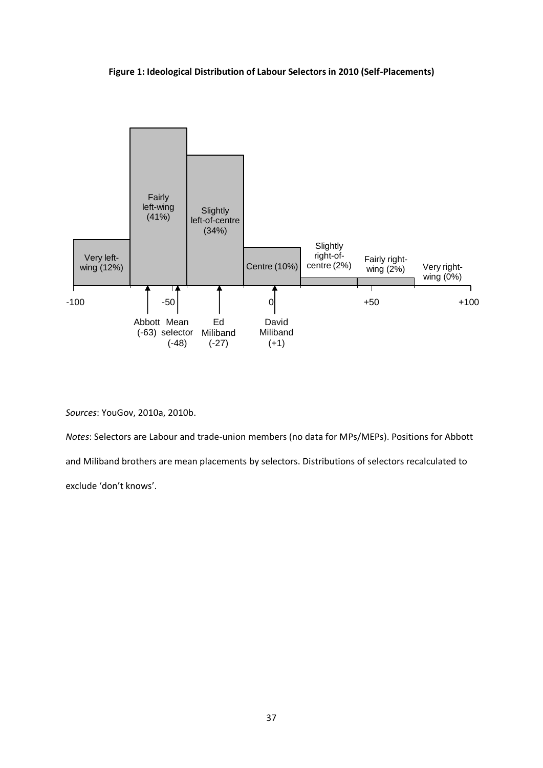**Figure 1: Ideological Distribution of Labour Selectors in 2010 (Self-Placements)**

*Sources*: YouGov, 2010a, 2010b.

*Notes*: Selectors are Labour and trade-union members (no data for MPs/MEPs). Positions for Abbott and Miliband brothers are mean placements by selectors. Distributions of selectors recalculated to exclude 'don't knows'.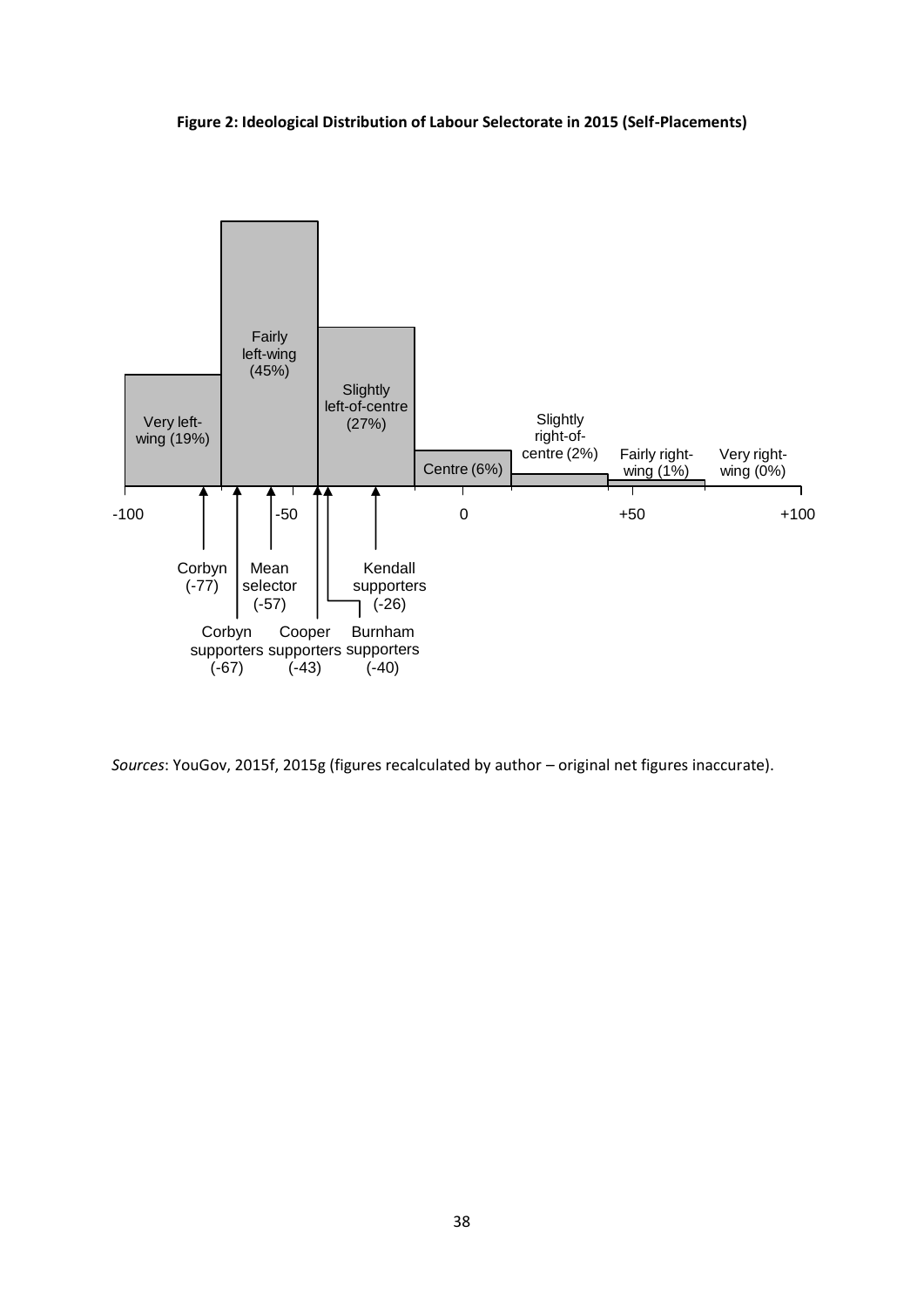**Figure 2: Ideological Distribution of Labour Selectorate in 2015 (Self-Placements)**

| Category | Share |
|---|---|
| Very left-wing | 19% |
| Fairly left-wing | 45% |
| Slightly left-of-centre | 27% |
| Centre | 6% |
| Slightly right-of-centre | 2% |
| Fairly right-wing | 1% |
| Very right-wing | 0% |

| Marker | Position |
|---|---|
| Corbyn | -77 |
| Corbyn supporters | -67 |
| Mean selector | -57 |
| Cooper supporters | -43 |
| Burnham supporters | -40 |
| Kendall supporters | -26 |

*Sources*: YouGov, 2015f, 2015g (figures recalculated by author – original net figures inaccurate).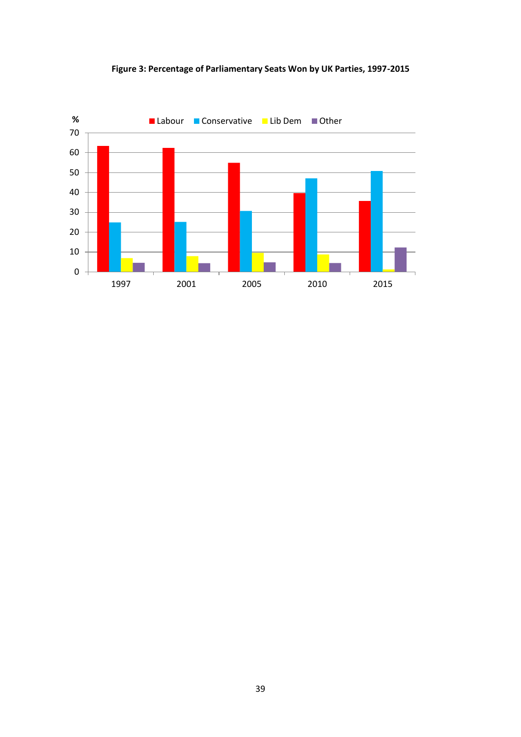**Figure 3: Percentage of Parliamentary Seats Won by UK Parties, 1997-2015**

%

Labour Conservative Lib Dem Other

70
60
50
40
30
20
10
0

1997 2001 2005 2010 2015